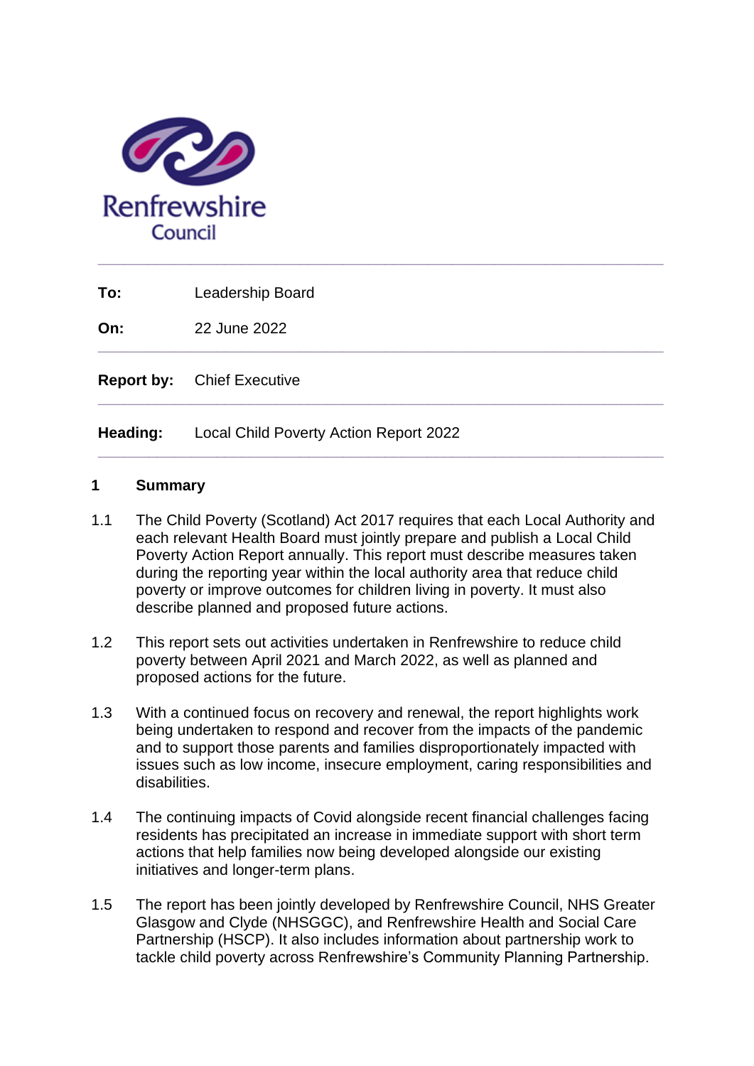Renfrewshire Council

| | |
|---|---|
| **To:** | Leadership Board |
| **On:** | 22 June 2022 |

| | |
|---|---|
| **Report by:** | Chief Executive |

| | |
|---|---|
| **Heading:** | Local Child Poverty Action Report 2022 |

## 1 Summary

1.1 The Child Poverty (Scotland) Act 2017 requires that each Local Authority and each relevant Health Board must jointly prepare and publish a Local Child Poverty Action Report annually. This report must describe measures taken during the reporting year within the local authority area that reduce child poverty or improve outcomes for children living in poverty. It must also describe planned and proposed future actions.

1.2 This report sets out activities undertaken in Renfrewshire to reduce child poverty between April 2021 and March 2022, as well as planned and proposed actions for the future.

1.3 With a continued focus on recovery and renewal, the report highlights work being undertaken to respond and recover from the impacts of the pandemic and to support those parents and families disproportionately impacted with issues such as low income, insecure employment, caring responsibilities and disabilities.

1.4 The continuing impacts of Covid alongside recent financial challenges facing residents has precipitated an increase in immediate support with short term actions that help families now being developed alongside our existing initiatives and longer-term plans.

1.5 The report has been jointly developed by Renfrewshire Council, NHS Greater Glasgow and Clyde (NHSGGC), and Renfrewshire Health and Social Care Partnership (HSCP). It also includes information about partnership work to tackle child poverty across Renfrewshire's Community Planning Partnership.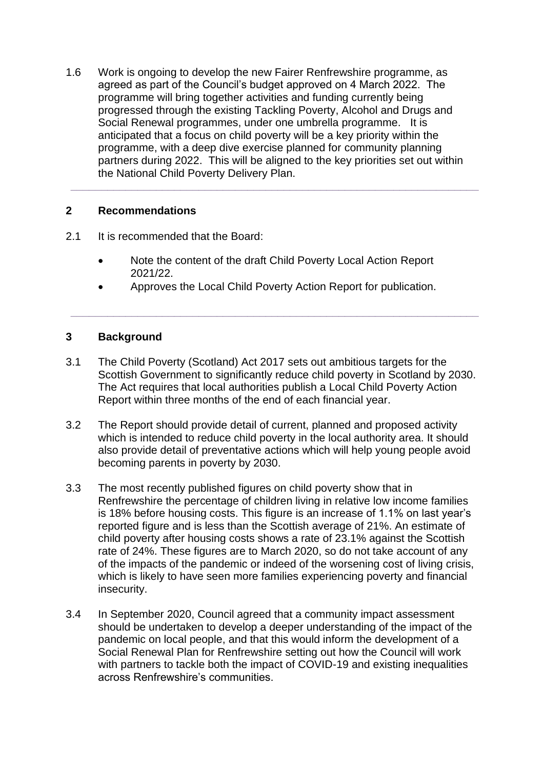1.6 Work is ongoing to develop the new Fairer Renfrewshire programme, as agreed as part of the Council's budget approved on 4 March 2022. The programme will bring together activities and funding currently being progressed through the existing Tackling Poverty, Alcohol and Drugs and Social Renewal programmes, under one umbrella programme. It is anticipated that a focus on child poverty will be a key priority within the programme, with a deep dive exercise planned for community planning partners during 2022. This will be aligned to the key priorities set out within the National Child Poverty Delivery Plan.

---

## 2 Recommendations

2.1 It is recommended that the Board:

- Note the content of the draft Child Poverty Local Action Report 2021/22.
- Approves the Local Child Poverty Action Report for publication.

---

## 3 Background

3.1 The Child Poverty (Scotland) Act 2017 sets out ambitious targets for the Scottish Government to significantly reduce child poverty in Scotland by 2030. The Act requires that local authorities publish a Local Child Poverty Action Report within three months of the end of each financial year.

3.2 The Report should provide detail of current, planned and proposed activity which is intended to reduce child poverty in the local authority area. It should also provide detail of preventative actions which will help young people avoid becoming parents in poverty by 2030.

3.3 The most recently published figures on child poverty show that in Renfrewshire the percentage of children living in relative low income families is 18% before housing costs. This figure is an increase of 1.1% on last year's reported figure and is less than the Scottish average of 21%. An estimate of child poverty after housing costs shows a rate of 23.1% against the Scottish rate of 24%. These figures are to March 2020, so do not take account of any of the impacts of the pandemic or indeed of the worsening cost of living crisis, which is likely to have seen more families experiencing poverty and financial insecurity.

3.4 In September 2020, Council agreed that a community impact assessment should be undertaken to develop a deeper understanding of the impact of the pandemic on local people, and that this would inform the development of a Social Renewal Plan for Renfrewshire setting out how the Council will work with partners to tackle both the impact of COVID-19 and existing inequalities across Renfrewshire's communities.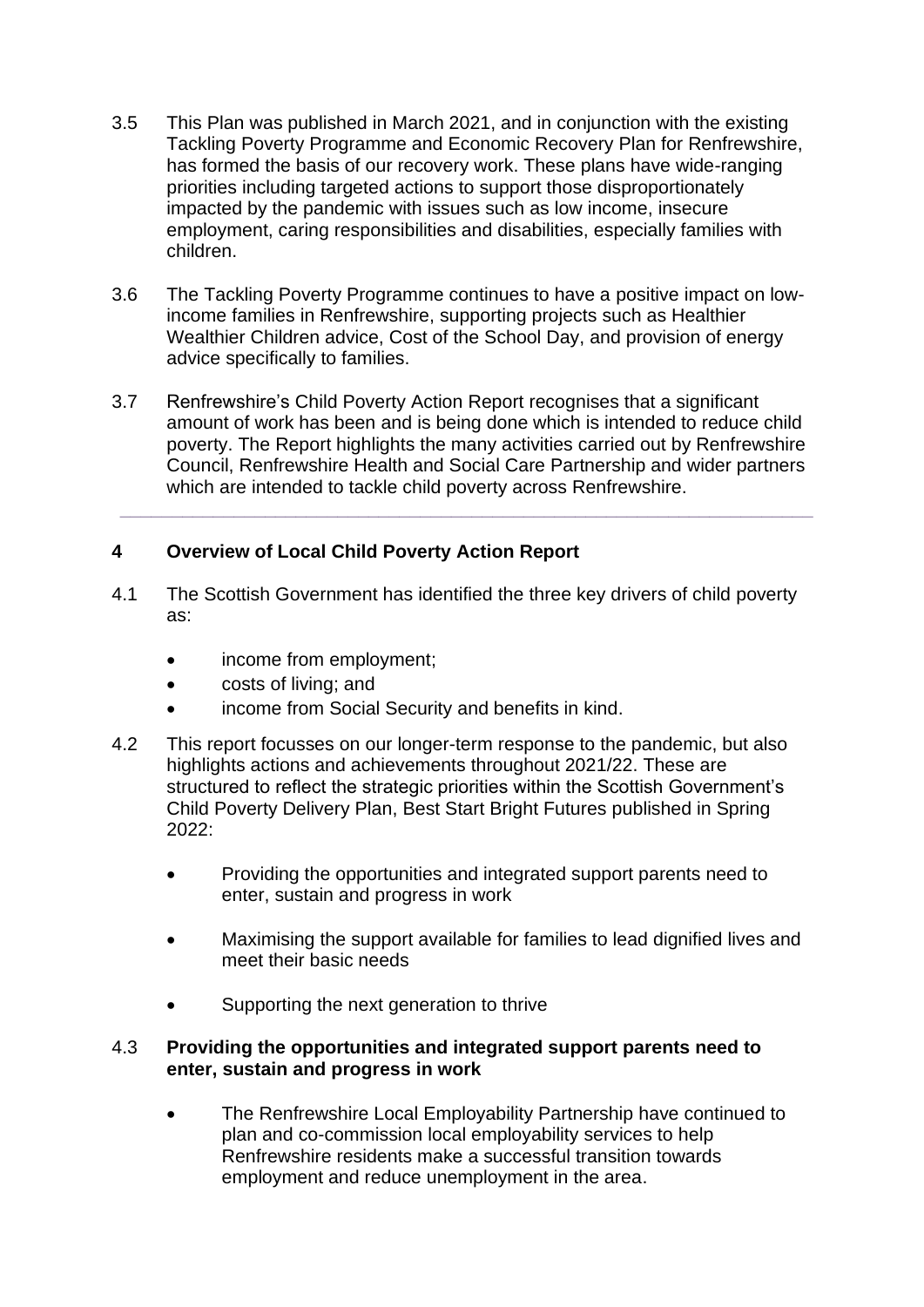3.5 This Plan was published in March 2021, and in conjunction with the existing Tackling Poverty Programme and Economic Recovery Plan for Renfrewshire, has formed the basis of our recovery work. These plans have wide-ranging priorities including targeted actions to support those disproportionately impacted by the pandemic with issues such as low income, insecure employment, caring responsibilities and disabilities, especially families with children.

3.6 The Tackling Poverty Programme continues to have a positive impact on low-income families in Renfrewshire, supporting projects such as Healthier Wealthier Children advice, Cost of the School Day, and provision of energy advice specifically to families.

3.7 Renfrewshire's Child Poverty Action Report recognises that a significant amount of work has been and is being done which is intended to reduce child poverty. The Report highlights the many activities carried out by Renfrewshire Council, Renfrewshire Health and Social Care Partnership and wider partners which are intended to tackle child poverty across Renfrewshire.

---

## 4 Overview of Local Child Poverty Action Report

4.1 The Scottish Government has identified the three key drivers of child poverty as:

- income from employment;
- costs of living; and
- income from Social Security and benefits in kind.

4.2 This report focusses on our longer-term response to the pandemic, but also highlights actions and achievements throughout 2021/22. These are structured to reflect the strategic priorities within the Scottish Government's Child Poverty Delivery Plan, Best Start Bright Futures published in Spring 2022:

- Providing the opportunities and integrated support parents need to enter, sustain and progress in work
- Maximising the support available for families to lead dignified lives and meet their basic needs
- Supporting the next generation to thrive

4.3 **Providing the opportunities and integrated support parents need to enter, sustain and progress in work**

- The Renfrewshire Local Employability Partnership have continued to plan and co-commission local employability services to help Renfrewshire residents make a successful transition towards employment and reduce unemployment in the area.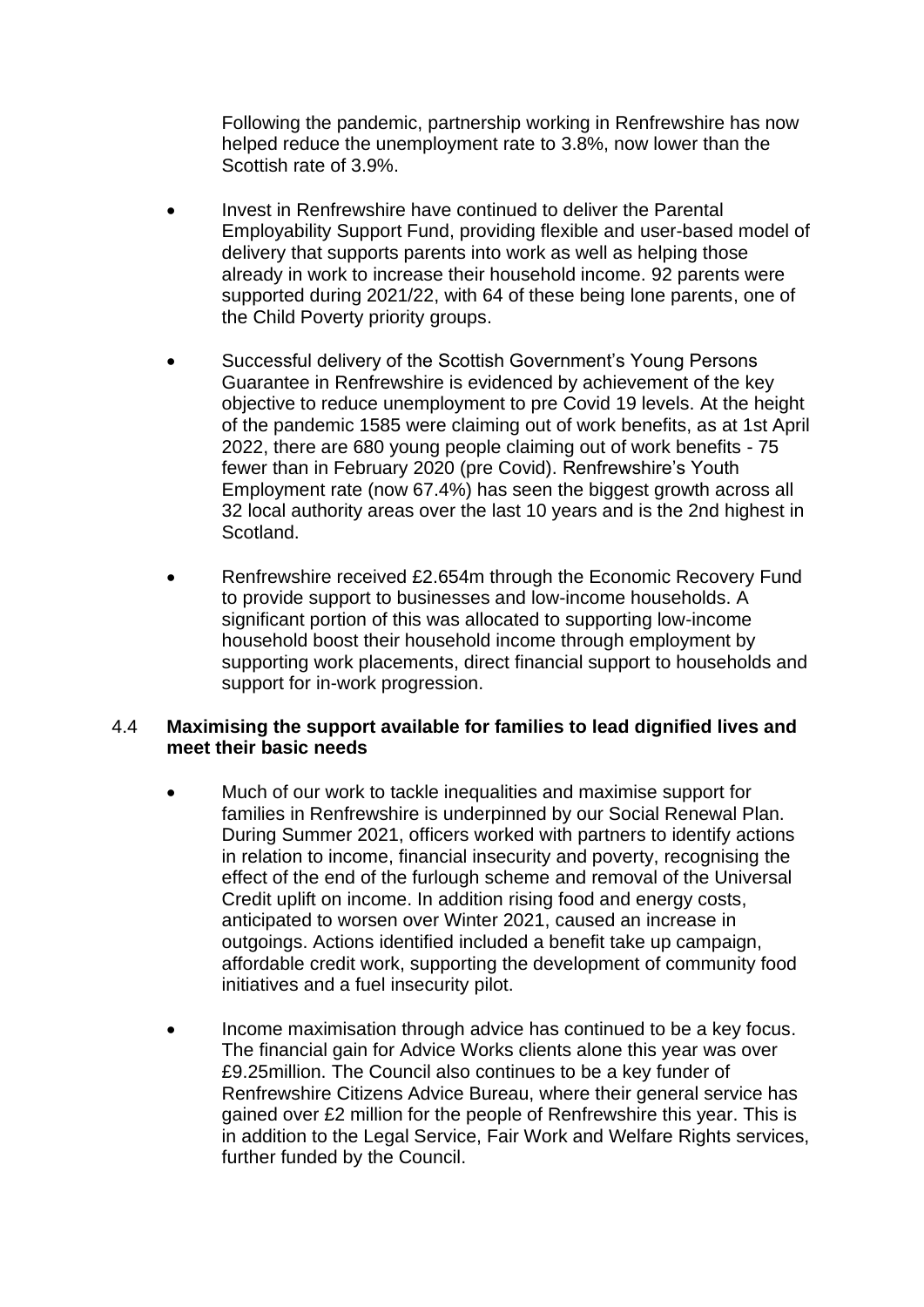Following the pandemic, partnership working in Renfrewshire has now helped reduce the unemployment rate to 3.8%, now lower than the Scottish rate of 3.9%.

- Invest in Renfrewshire have continued to deliver the Parental Employability Support Fund, providing flexible and user-based model of delivery that supports parents into work as well as helping those already in work to increase their household income. 92 parents were supported during 2021/22, with 64 of these being lone parents, one of the Child Poverty priority groups.

- Successful delivery of the Scottish Government's Young Persons Guarantee in Renfrewshire is evidenced by achievement of the key objective to reduce unemployment to pre Covid 19 levels. At the height of the pandemic 1585 were claiming out of work benefits, as at 1st April 2022, there are 680 young people claiming out of work benefits - 75 fewer than in February 2020 (pre Covid). Renfrewshire's Youth Employment rate (now 67.4%) has seen the biggest growth across all 32 local authority areas over the last 10 years and is the 2nd highest in Scotland.

- Renfrewshire received £2.654m through the Economic Recovery Fund to provide support to businesses and low-income households. A significant portion of this was allocated to supporting low-income household boost their household income through employment by supporting work placements, direct financial support to households and support for in-work progression.

4.4 **Maximising the support available for families to lead dignified lives and meet their basic needs**

- Much of our work to tackle inequalities and maximise support for families in Renfrewshire is underpinned by our Social Renewal Plan. During Summer 2021, officers worked with partners to identify actions in relation to income, financial insecurity and poverty, recognising the effect of the end of the furlough scheme and removal of the Universal Credit uplift on income. In addition rising food and energy costs, anticipated to worsen over Winter 2021, caused an increase in outgoings. Actions identified included a benefit take up campaign, affordable credit work, supporting the development of community food initiatives and a fuel insecurity pilot.

- Income maximisation through advice has continued to be a key focus. The financial gain for Advice Works clients alone this year was over £9.25million. The Council also continues to be a key funder of Renfrewshire Citizens Advice Bureau, where their general service has gained over £2 million for the people of Renfrewshire this year. This is in addition to the Legal Service, Fair Work and Welfare Rights services, further funded by the Council.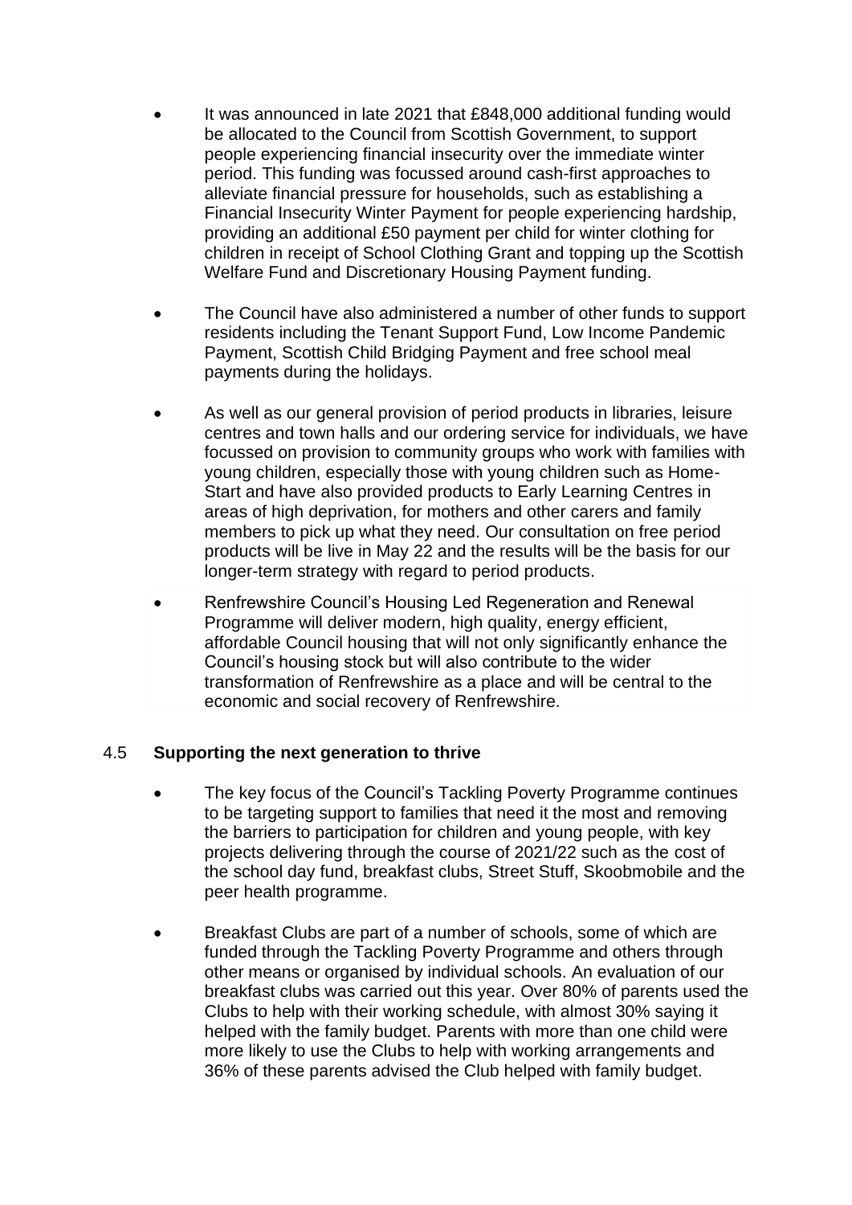- It was announced in late 2021 that £848,000 additional funding would be allocated to the Council from Scottish Government, to support people experiencing financial insecurity over the immediate winter period. This funding was focussed around cash-first approaches to alleviate financial pressure for households, such as establishing a Financial Insecurity Winter Payment for people experiencing hardship, providing an additional £50 payment per child for winter clothing for children in receipt of School Clothing Grant and topping up the Scottish Welfare Fund and Discretionary Housing Payment funding.

- The Council have also administered a number of other funds to support residents including the Tenant Support Fund, Low Income Pandemic Payment, Scottish Child Bridging Payment and free school meal payments during the holidays.

- As well as our general provision of period products in libraries, leisure centres and town halls and our ordering service for individuals, we have focussed on provision to community groups who work with families with young children, especially those with young children such as Home-Start and have also provided products to Early Learning Centres in areas of high deprivation, for mothers and other carers and family members to pick up what they need. Our consultation on free period products will be live in May 22 and the results will be the basis for our longer-term strategy with regard to period products.

- Renfrewshire Council's Housing Led Regeneration and Renewal Programme will deliver modern, high quality, energy efficient, affordable Council housing that will not only significantly enhance the Council's housing stock but will also contribute to the wider transformation of Renfrewshire as a place and will be central to the economic and social recovery of Renfrewshire.

### 4.5 **Supporting the next generation to thrive**

- The key focus of the Council's Tackling Poverty Programme continues to be targeting support to families that need it the most and removing the barriers to participation for children and young people, with key projects delivering through the course of 2021/22 such as the cost of the school day fund, breakfast clubs, Street Stuff, Skoobmobile and the peer health programme.

- Breakfast Clubs are part of a number of schools, some of which are funded through the Tackling Poverty Programme and others through other means or organised by individual schools. An evaluation of our breakfast clubs was carried out this year. Over 80% of parents used the Clubs to help with their working schedule, with almost 30% saying it helped with the family budget. Parents with more than one child were more likely to use the Clubs to help with working arrangements and 36% of these parents advised the Club helped with family budget.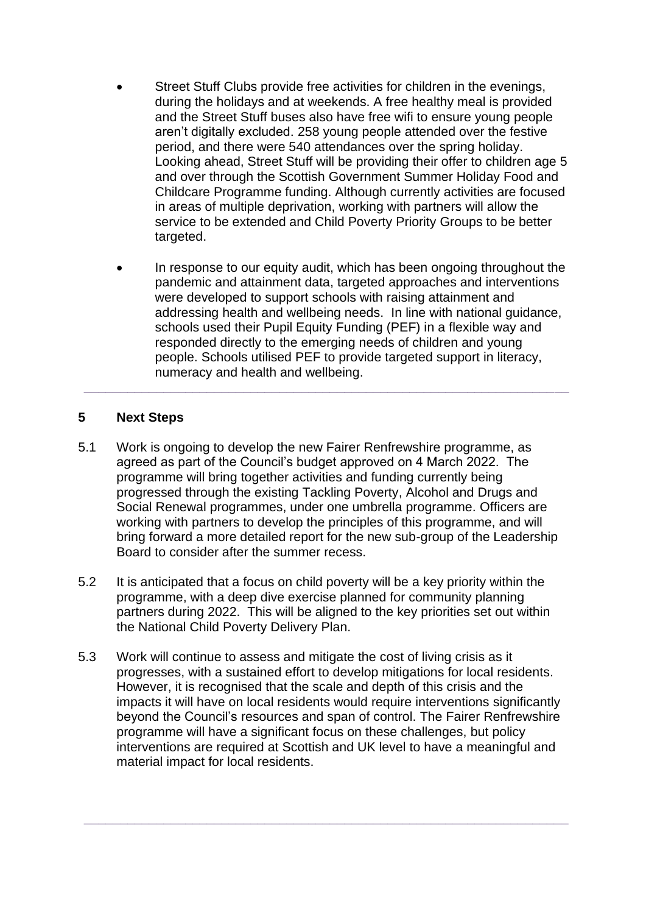- Street Stuff Clubs provide free activities for children in the evenings, during the holidays and at weekends. A free healthy meal is provided and the Street Stuff buses also have free wifi to ensure young people aren't digitally excluded. 258 young people attended over the festive period, and there were 540 attendances over the spring holiday. Looking ahead, Street Stuff will be providing their offer to children age 5 and over through the Scottish Government Summer Holiday Food and Childcare Programme funding. Although currently activities are focused in areas of multiple deprivation, working with partners will allow the service to be extended and Child Poverty Priority Groups to be better targeted.

- In response to our equity audit, which has been ongoing throughout the pandemic and attainment data, targeted approaches and interventions were developed to support schools with raising attainment and addressing health and wellbeing needs. In line with national guidance, schools used their Pupil Equity Funding (PEF) in a flexible way and responded directly to the emerging needs of children and young people. Schools utilised PEF to provide targeted support in literacy, numeracy and health and wellbeing.

---

## 5 Next Steps

5.1 Work is ongoing to develop the new Fairer Renfrewshire programme, as agreed as part of the Council's budget approved on 4 March 2022. The programme will bring together activities and funding currently being progressed through the existing Tackling Poverty, Alcohol and Drugs and Social Renewal programmes, under one umbrella programme. Officers are working with partners to develop the principles of this programme, and will bring forward a more detailed report for the new sub-group of the Leadership Board to consider after the summer recess.

5.2 It is anticipated that a focus on child poverty will be a key priority within the programme, with a deep dive exercise planned for community planning partners during 2022. This will be aligned to the key priorities set out within the National Child Poverty Delivery Plan.

5.3 Work will continue to assess and mitigate the cost of living crisis as it progresses, with a sustained effort to develop mitigations for local residents. However, it is recognised that the scale and depth of this crisis and the impacts it will have on local residents would require interventions significantly beyond the Council's resources and span of control. The Fairer Renfrewshire programme will have a significant focus on these challenges, but policy interventions are required at Scottish and UK level to have a meaningful and material impact for local residents.

---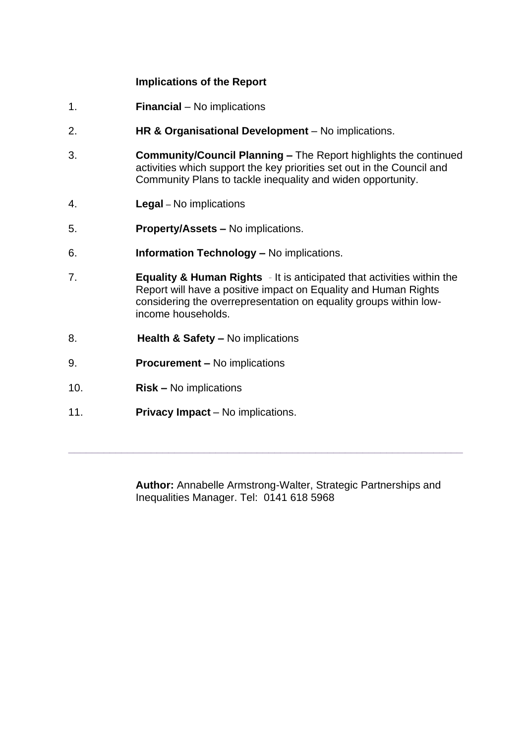**Implications of the Report**

1. **Financial** – No implications
2. **HR & Organisational Development** – No implications.
3. **Community/Council Planning –** The Report highlights the continued activities which support the key priorities set out in the Council and Community Plans to tackle inequality and widen opportunity.
4. **Legal** – No implications
5. **Property/Assets –** No implications.
6. **Information Technology –** No implications.
7. **Equality & Human Rights** - It is anticipated that activities within the Report will have a positive impact on Equality and Human Rights considering the overrepresentation on equality groups within low-income households.
8. **Health & Safety –** No implications
9. **Procurement –** No implications
10. **Risk –** No implications
11. **Privacy Impact** – No implications.

---

**Author:** Annabelle Armstrong-Walter, Strategic Partnerships and Inequalities Manager. Tel: 0141 618 5968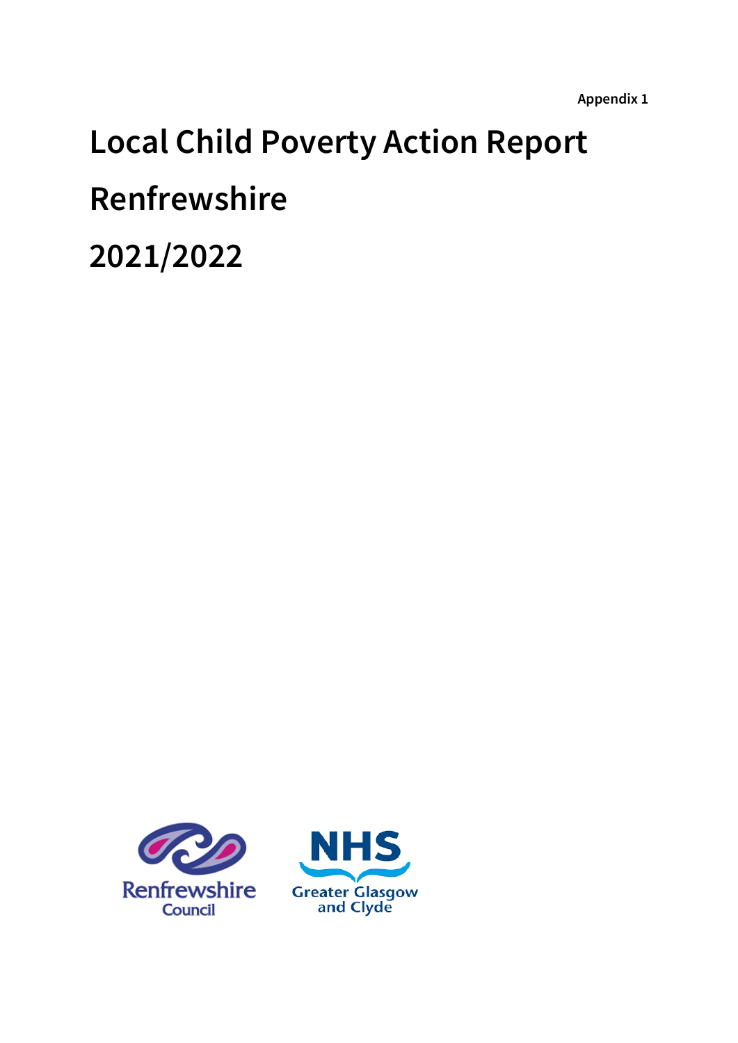Appendix 1

# Local Child Poverty Action Report

# Renfrewshire

# 2021/2022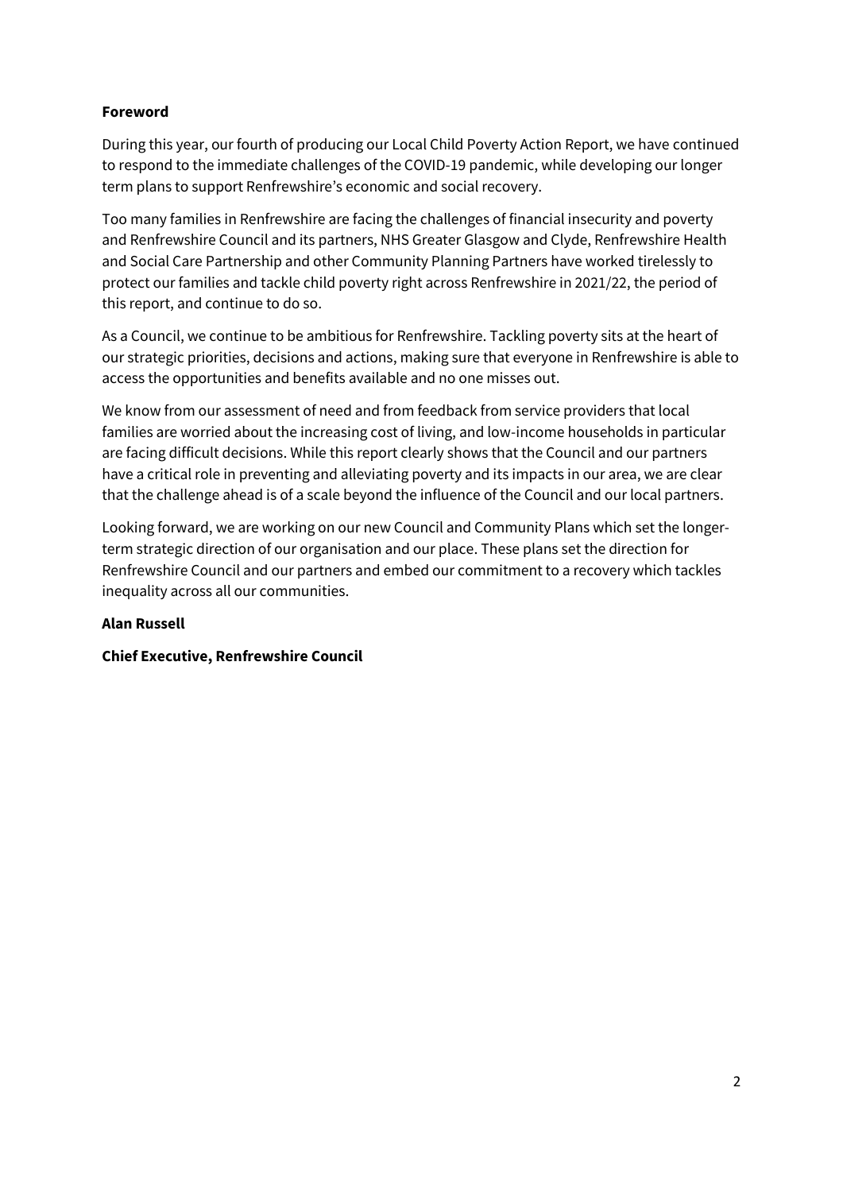## Foreword

During this year, our fourth of producing our Local Child Poverty Action Report, we have continued to respond to the immediate challenges of the COVID-19 pandemic, while developing our longer term plans to support Renfrewshire's economic and social recovery.

Too many families in Renfrewshire are facing the challenges of financial insecurity and poverty and Renfrewshire Council and its partners, NHS Greater Glasgow and Clyde, Renfrewshire Health and Social Care Partnership and other Community Planning Partners have worked tirelessly to protect our families and tackle child poverty right across Renfrewshire in 2021/22, the period of this report, and continue to do so.

As a Council, we continue to be ambitious for Renfrewshire. Tackling poverty sits at the heart of our strategic priorities, decisions and actions, making sure that everyone in Renfrewshire is able to access the opportunities and benefits available and no one misses out.

We know from our assessment of need and from feedback from service providers that local families are worried about the increasing cost of living, and low-income households in particular are facing difficult decisions. While this report clearly shows that the Council and our partners have a critical role in preventing and alleviating poverty and its impacts in our area, we are clear that the challenge ahead is of a scale beyond the influence of the Council and our local partners.

Looking forward, we are working on our new Council and Community Plans which set the longer-term strategic direction of our organisation and our place. These plans set the direction for Renfrewshire Council and our partners and embed our commitment to a recovery which tackles inequality across all our communities.

**Alan Russell**

**Chief Executive, Renfrewshire Council**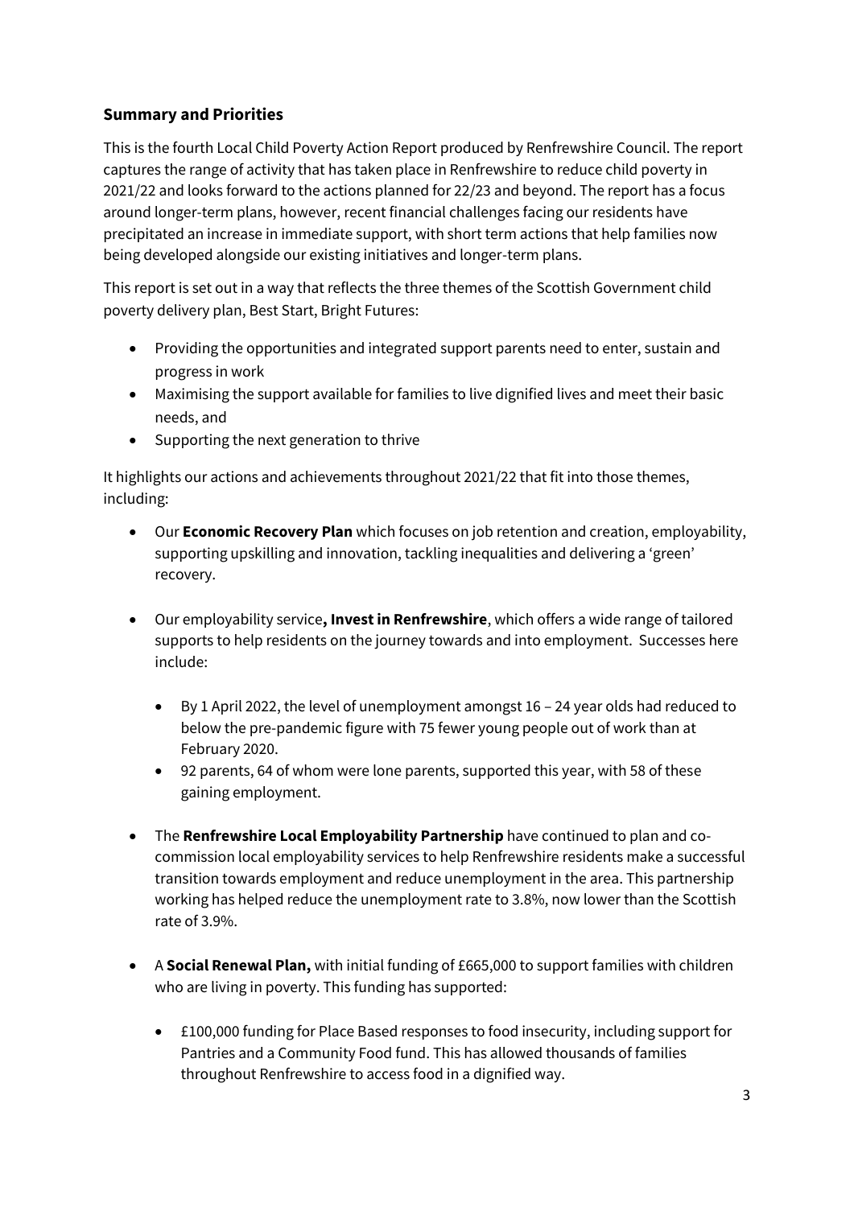## Summary and Priorities

This is the fourth Local Child Poverty Action Report produced by Renfrewshire Council. The report captures the range of activity that has taken place in Renfrewshire to reduce child poverty in 2021/22 and looks forward to the actions planned for 22/23 and beyond. The report has a focus around longer-term plans, however, recent financial challenges facing our residents have precipitated an increase in immediate support, with short term actions that help families now being developed alongside our existing initiatives and longer-term plans.

This report is set out in a way that reflects the three themes of the Scottish Government child poverty delivery plan, Best Start, Bright Futures:

- Providing the opportunities and integrated support parents need to enter, sustain and progress in work
- Maximising the support available for families to live dignified lives and meet their basic needs, and
- Supporting the next generation to thrive

It highlights our actions and achievements throughout 2021/22 that fit into those themes, including:

- Our **Economic Recovery Plan** which focuses on job retention and creation, employability, supporting upskilling and innovation, tackling inequalities and delivering a 'green' recovery.

- Our employability service**, Invest in Renfrewshire**, which offers a wide range of tailored supports to help residents on the journey towards and into employment. Successes here include:

  - By 1 April 2022, the level of unemployment amongst 16 – 24 year olds had reduced to below the pre-pandemic figure with 75 fewer young people out of work than at February 2020.
  - 92 parents, 64 of whom were lone parents, supported this year, with 58 of these gaining employment.

- The **Renfrewshire Local Employability Partnership** have continued to plan and co-commission local employability services to help Renfrewshire residents make a successful transition towards employment and reduce unemployment in the area. This partnership working has helped reduce the unemployment rate to 3.8%, now lower than the Scottish rate of 3.9%.

- A **Social Renewal Plan,** with initial funding of £665,000 to support families with children who are living in poverty. This funding has supported:

  - £100,000 funding for Place Based responses to food insecurity, including support for Pantries and a Community Food fund. This has allowed thousands of families throughout Renfrewshire to access food in a dignified way.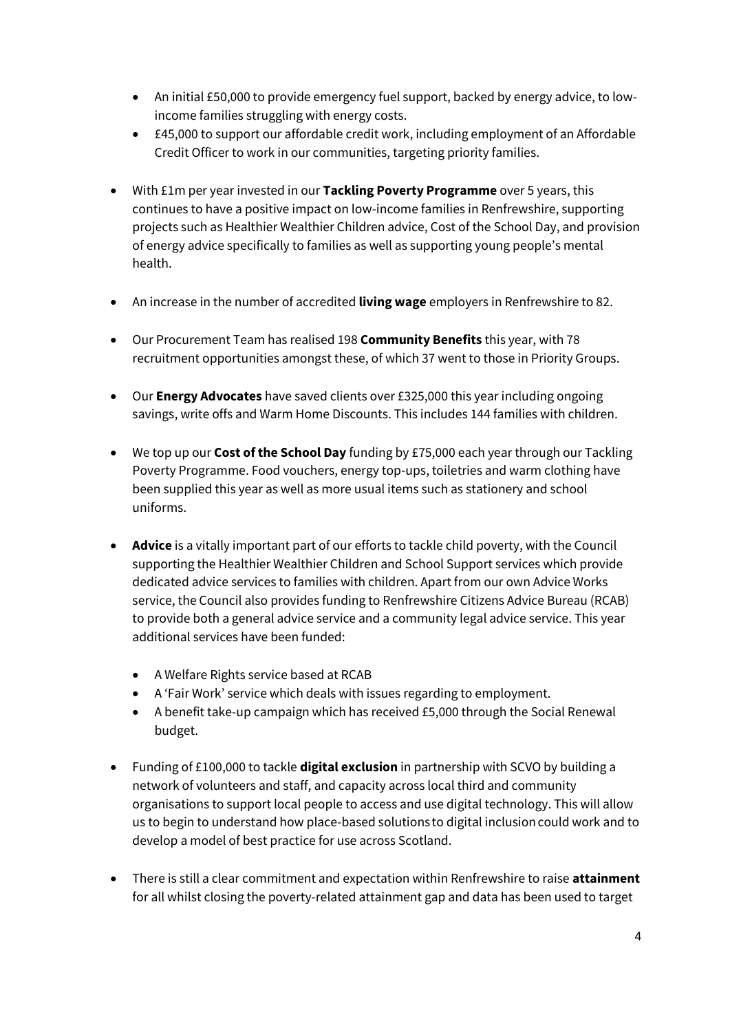- An initial £50,000 to provide emergency fuel support, backed by energy advice, to low-income families struggling with energy costs.
  - £45,000 to support our affordable credit work, including employment of an Affordable Credit Officer to work in our communities, targeting priority families.

- With £1m per year invested in our **Tackling Poverty Programme** over 5 years, this continues to have a positive impact on low-income families in Renfrewshire, supporting projects such as Healthier Wealthier Children advice, Cost of the School Day, and provision of energy advice specifically to families as well as supporting young people's mental health.

- An increase in the number of accredited **living wage** employers in Renfrewshire to 82.

- Our Procurement Team has realised 198 **Community Benefits** this year, with 78 recruitment opportunities amongst these, of which 37 went to those in Priority Groups.

- Our **Energy Advocates** have saved clients over £325,000 this year including ongoing savings, write offs and Warm Home Discounts. This includes 144 families with children.

- We top up our **Cost of the School Day** funding by £75,000 each year through our Tackling Poverty Programme. Food vouchers, energy top-ups, toiletries and warm clothing have been supplied this year as well as more usual items such as stationery and school uniforms.

- **Advice** is a vitally important part of our efforts to tackle child poverty, with the Council supporting the Healthier Wealthier Children and School Support services which provide dedicated advice services to families with children. Apart from our own Advice Works service, the Council also provides funding to Renfrewshire Citizens Advice Bureau (RCAB) to provide both a general advice service and a community legal advice service. This year additional services have been funded:

  - A Welfare Rights service based at RCAB
  - A 'Fair Work' service which deals with issues regarding to employment.
  - A benefit take-up campaign which has received £5,000 through the Social Renewal budget.

- Funding of £100,000 to tackle **digital exclusion** in partnership with SCVO by building a network of volunteers and staff, and capacity across local third and community organisations to support local people to access and use digital technology. This will allow us to begin to understand how place-based solutions to digital inclusion could work and to develop a model of best practice for use across Scotland.

- There is still a clear commitment and expectation within Renfrewshire to raise **attainment** for all whilst closing the poverty-related attainment gap and data has been used to target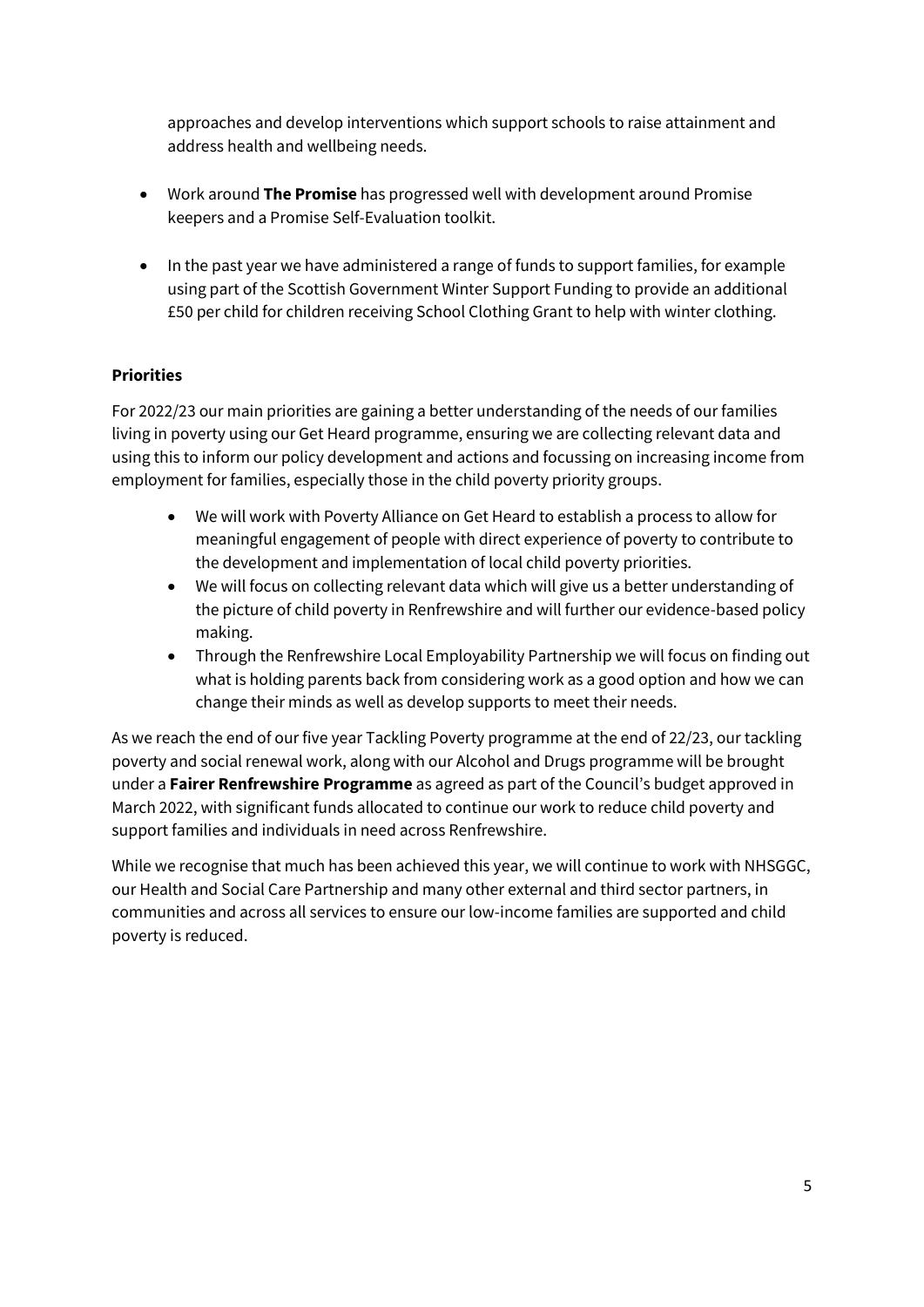approaches and develop interventions which support schools to raise attainment and address health and wellbeing needs.

- Work around **The Promise** has progressed well with development around Promise keepers and a Promise Self-Evaluation toolkit.

- In the past year we have administered a range of funds to support families, for example using part of the Scottish Government Winter Support Funding to provide an additional £50 per child for children receiving School Clothing Grant to help with winter clothing.

**Priorities**

For 2022/23 our main priorities are gaining a better understanding of the needs of our families living in poverty using our Get Heard programme, ensuring we are collecting relevant data and using this to inform our policy development and actions and focussing on increasing income from employment for families, especially those in the child poverty priority groups.

- We will work with Poverty Alliance on Get Heard to establish a process to allow for meaningful engagement of people with direct experience of poverty to contribute to the development and implementation of local child poverty priorities.
- We will focus on collecting relevant data which will give us a better understanding of the picture of child poverty in Renfrewshire and will further our evidence-based policy making.
- Through the Renfrewshire Local Employability Partnership we will focus on finding out what is holding parents back from considering work as a good option and how we can change their minds as well as develop supports to meet their needs.

As we reach the end of our five year Tackling Poverty programme at the end of 22/23, our tackling poverty and social renewal work, along with our Alcohol and Drugs programme will be brought under a **Fairer Renfrewshire Programme** as agreed as part of the Council's budget approved in March 2022, with significant funds allocated to continue our work to reduce child poverty and support families and individuals in need across Renfrewshire.

While we recognise that much has been achieved this year, we will continue to work with NHSGGC, our Health and Social Care Partnership and many other external and third sector partners, in communities and across all services to ensure our low-income families are supported and child poverty is reduced.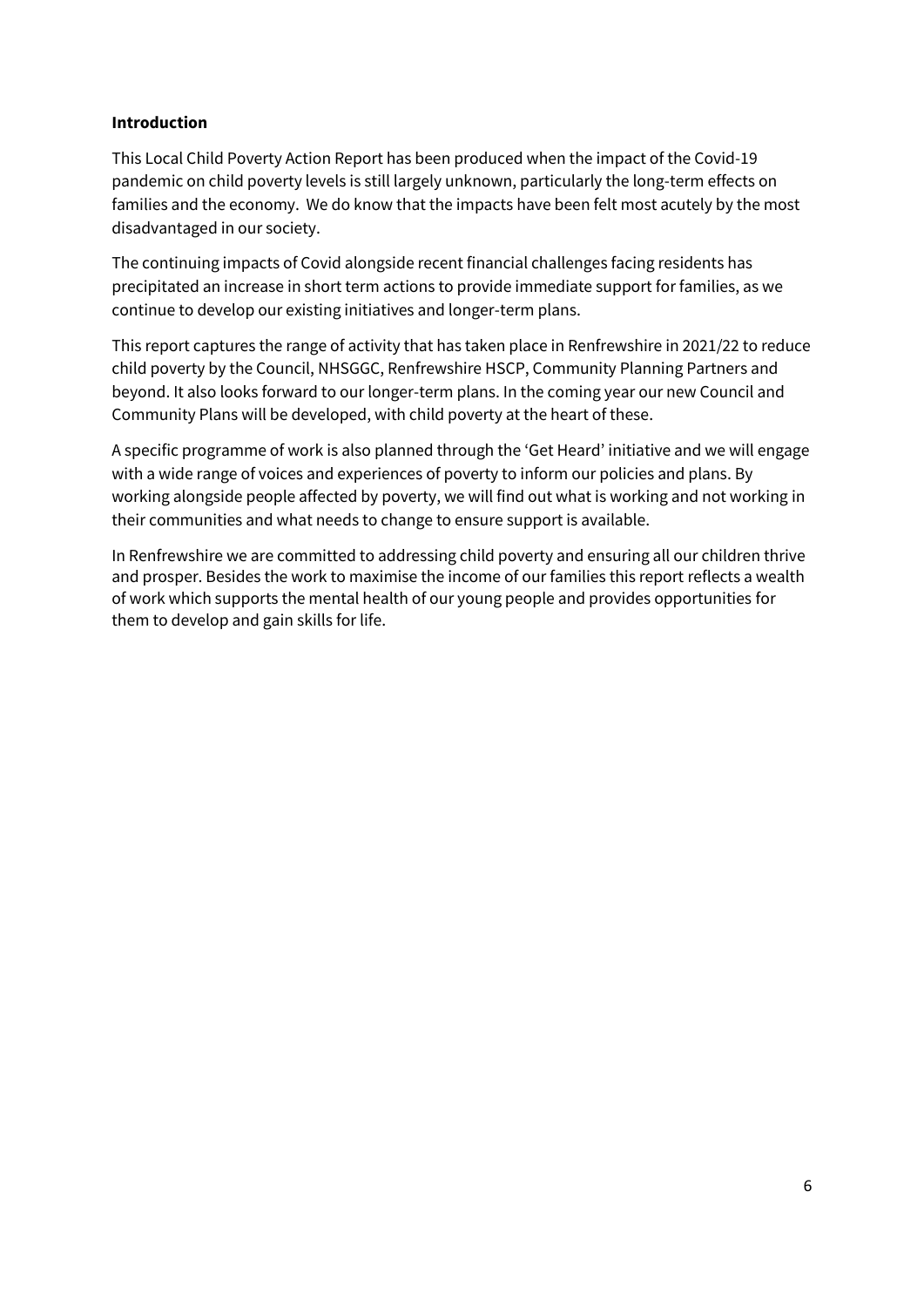## Introduction

This Local Child Poverty Action Report has been produced when the impact of the Covid-19 pandemic on child poverty levels is still largely unknown, particularly the long-term effects on families and the economy. We do know that the impacts have been felt most acutely by the most disadvantaged in our society.

The continuing impacts of Covid alongside recent financial challenges facing residents has precipitated an increase in short term actions to provide immediate support for families, as we continue to develop our existing initiatives and longer-term plans.

This report captures the range of activity that has taken place in Renfrewshire in 2021/22 to reduce child poverty by the Council, NHSGGC, Renfrewshire HSCP, Community Planning Partners and beyond. It also looks forward to our longer-term plans. In the coming year our new Council and Community Plans will be developed, with child poverty at the heart of these.

A specific programme of work is also planned through the 'Get Heard' initiative and we will engage with a wide range of voices and experiences of poverty to inform our policies and plans. By working alongside people affected by poverty, we will find out what is working and not working in their communities and what needs to change to ensure support is available.

In Renfrewshire we are committed to addressing child poverty and ensuring all our children thrive and prosper. Besides the work to maximise the income of our families this report reflects a wealth of work which supports the mental health of our young people and provides opportunities for them to develop and gain skills for life.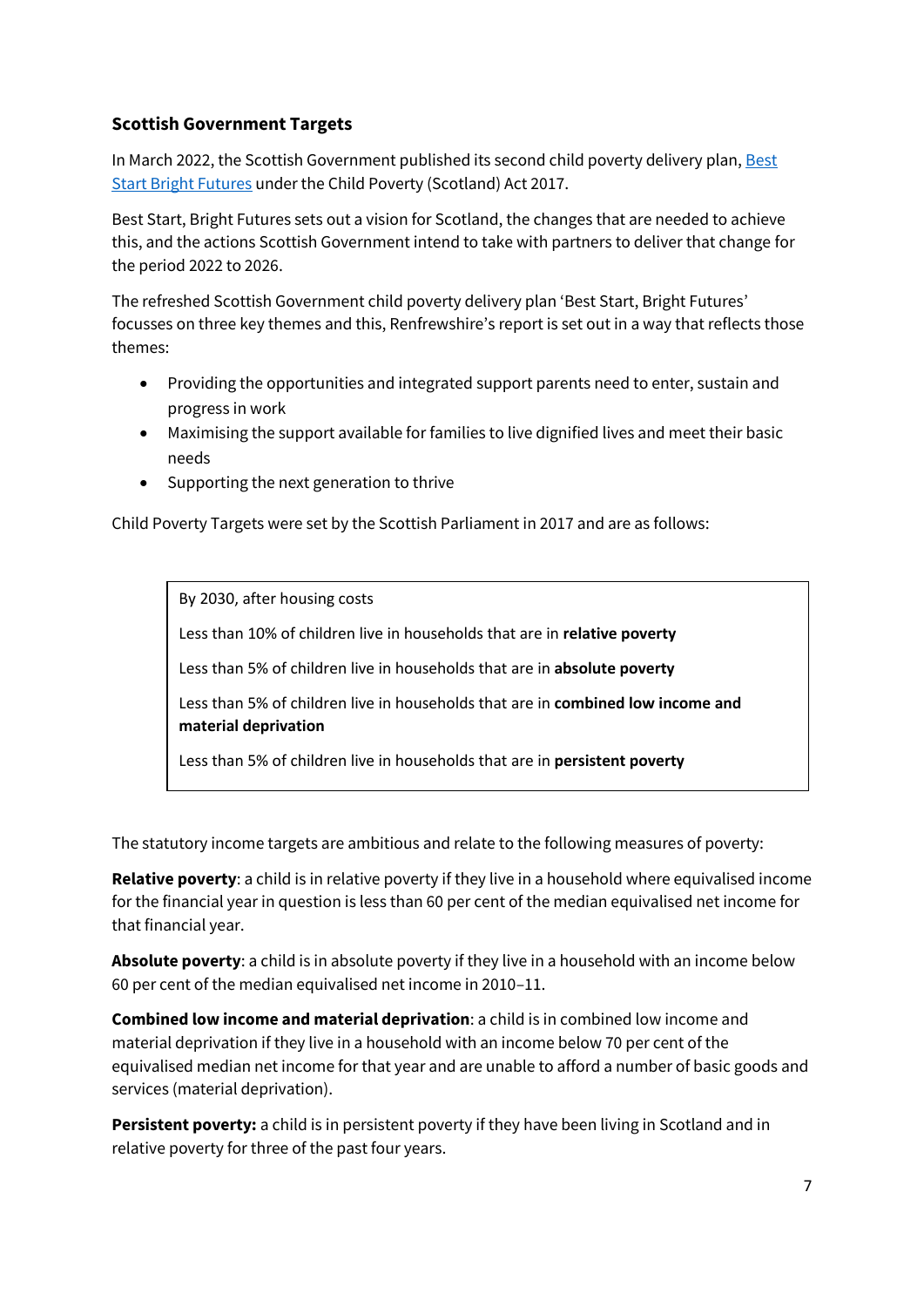### Scottish Government Targets

In March 2022, the Scottish Government published its second child poverty delivery plan, [Best Start Bright Futures] under the Child Poverty (Scotland) Act 2017.

Best Start, Bright Futures sets out a vision for Scotland, the changes that are needed to achieve this, and the actions Scottish Government intend to take with partners to deliver that change for the period 2022 to 2026.

The refreshed Scottish Government child poverty delivery plan 'Best Start, Bright Futures' focusses on three key themes and this, Renfrewshire's report is set out in a way that reflects those themes:

- Providing the opportunities and integrated support parents need to enter, sustain and progress in work
- Maximising the support available for families to live dignified lives and meet their basic needs
- Supporting the next generation to thrive

Child Poverty Targets were set by the Scottish Parliament in 2017 and are as follows:

> By 2030, after housing costs
>
> Less than 10% of children live in households that are in **relative poverty**
>
> Less than 5% of children live in households that are in **absolute poverty**
>
> Less than 5% of children live in households that are in **combined low income and material deprivation**
>
> Less than 5% of children live in households that are in **persistent poverty**

The statutory income targets are ambitious and relate to the following measures of poverty:

**Relative poverty**: a child is in relative poverty if they live in a household where equivalised income for the financial year in question is less than 60 per cent of the median equivalised net income for that financial year.

**Absolute poverty**: a child is in absolute poverty if they live in a household with an income below 60 per cent of the median equivalised net income in 2010–11.

**Combined low income and material deprivation**: a child is in combined low income and material deprivation if they live in a household with an income below 70 per cent of the equivalised median net income for that year and are unable to afford a number of basic goods and services (material deprivation).

**Persistent poverty:** a child is in persistent poverty if they have been living in Scotland and in relative poverty for three of the past four years.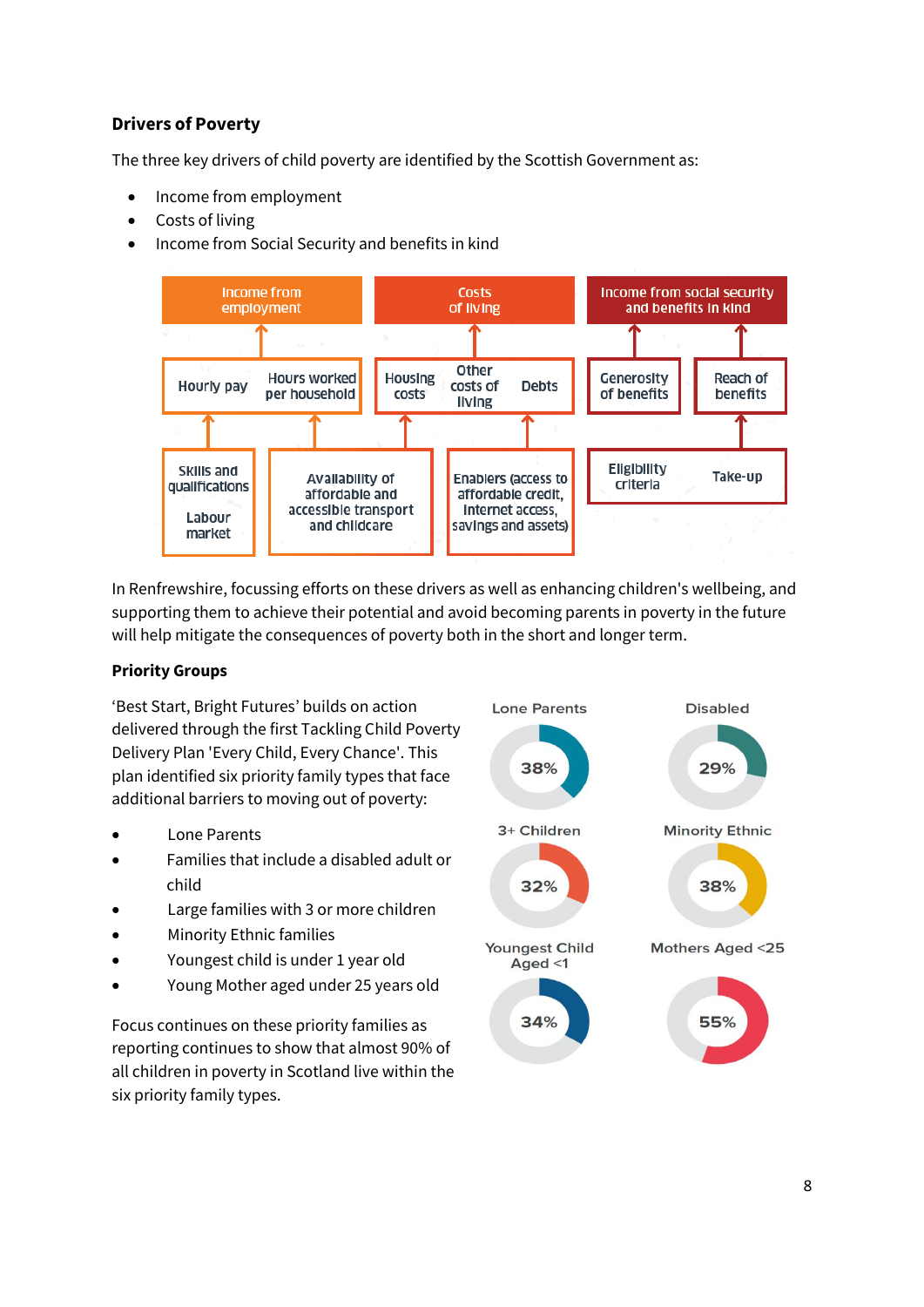**Drivers of Poverty**

The three key drivers of child poverty are identified by the Scottish Government as:

- Income from employment
- Costs of living
- Income from Social Security and benefits in kind

| Income from employment | | Costs of living | | | Income from social security and benefits in kind | |
|---|---|---|---|---|---|---|
| Hourly pay | Hours worked per household | Housing costs | Other costs of living | Debts | Generosity of benefits | Reach of benefits |
| Skills and qualifications; Labour market | Availability of affordable and accessible transport and childcare | | Enablers (access to affordable credit, internet access, savings and assets) | | Eligibility criteria | Take-up |

In Renfrewshire, focussing efforts on these drivers as well as enhancing children's wellbeing, and supporting them to achieve their potential and avoid becoming parents in poverty in the future will help mitigate the consequences of poverty both in the short and longer term.

**Priority Groups**

'Best Start, Bright Futures' builds on action delivered through the first Tackling Child Poverty Delivery Plan 'Every Child, Every Chance'. This plan identified six priority family types that face additional barriers to moving out of poverty:

- Lone Parents
- Families that include a disabled adult or child
- Large families with 3 or more children
- Minority Ethnic families
- Youngest child is under 1 year old
- Young Mother aged under 25 years old

Focus continues on these priority families as reporting continues to show that almost 90% of all children in poverty in Scotland live within the six priority family types.

| Priority group | % |
|---|---|
| Lone Parents | 38% |
| Disabled | 29% |
| 3+ Children | 32% |
| Minority Ethnic | 38% |
| Youngest Child Aged <1 | 34% |
| Mothers Aged <25 | 55% |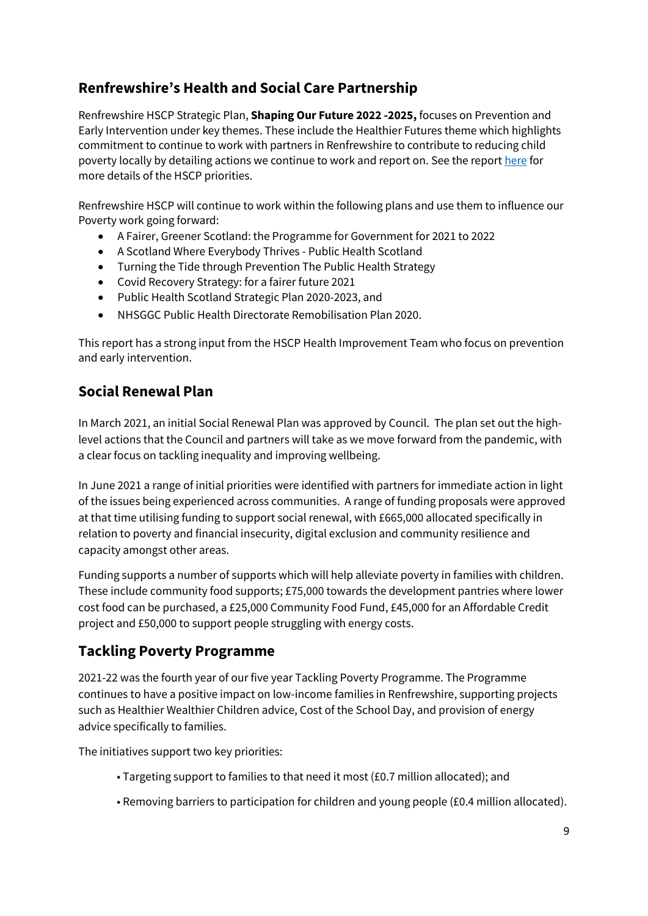## Renfrewshire's Health and Social Care Partnership

Renfrewshire HSCP Strategic Plan, **Shaping Our Future 2022 -2025,** focuses on Prevention and Early Intervention under key themes. These include the Healthier Futures theme which highlights commitment to continue to work with partners in Renfrewshire to contribute to reducing child poverty locally by detailing actions we continue to work and report on. See the report here for more details of the HSCP priorities.

Renfrewshire HSCP will continue to work within the following plans and use them to influence our Poverty work going forward:

- A Fairer, Greener Scotland: the Programme for Government for 2021 to 2022
- A Scotland Where Everybody Thrives - Public Health Scotland
- Turning the Tide through Prevention The Public Health Strategy
- Covid Recovery Strategy: for a fairer future 2021
- Public Health Scotland Strategic Plan 2020-2023, and
- NHSGGC Public Health Directorate Remobilisation Plan 2020.

This report has a strong input from the HSCP Health Improvement Team who focus on prevention and early intervention.

## Social Renewal Plan

In March 2021, an initial Social Renewal Plan was approved by Council. The plan set out the high-level actions that the Council and partners will take as we move forward from the pandemic, with a clear focus on tackling inequality and improving wellbeing.

In June 2021 a range of initial priorities were identified with partners for immediate action in light of the issues being experienced across communities. A range of funding proposals were approved at that time utilising funding to support social renewal, with £665,000 allocated specifically in relation to poverty and financial insecurity, digital exclusion and community resilience and capacity amongst other areas.

Funding supports a number of supports which will help alleviate poverty in families with children. These include community food supports; £75,000 towards the development pantries where lower cost food can be purchased, a £25,000 Community Food Fund, £45,000 for an Affordable Credit project and £50,000 to support people struggling with energy costs.

## Tackling Poverty Programme

2021-22 was the fourth year of our five year Tackling Poverty Programme. The Programme continues to have a positive impact on low-income families in Renfrewshire, supporting projects such as Healthier Wealthier Children advice, Cost of the School Day, and provision of energy advice specifically to families.

The initiatives support two key priorities:

- Targeting support to families to that need it most (£0.7 million allocated); and
- Removing barriers to participation for children and young people (£0.4 million allocated).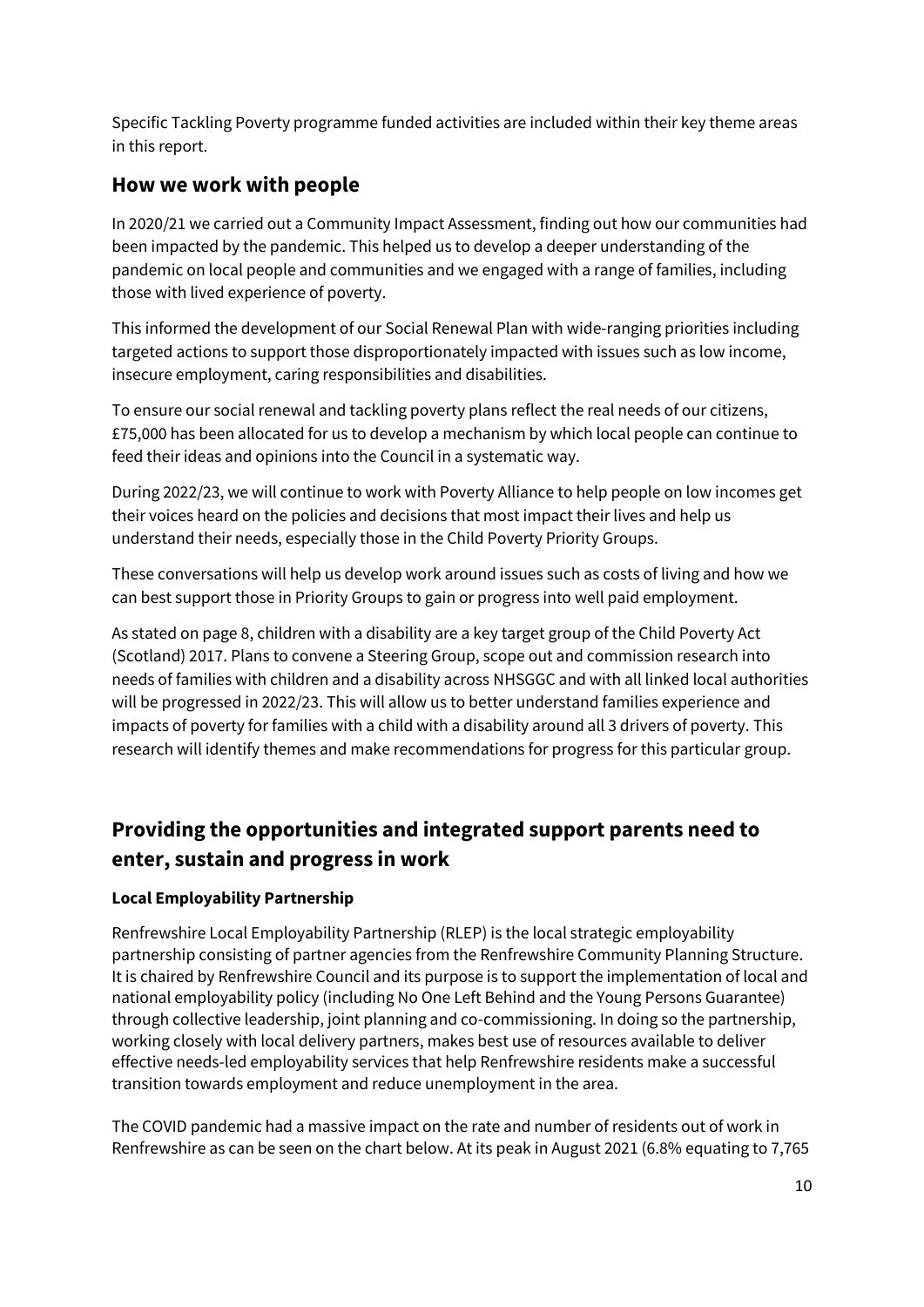Specific Tackling Poverty programme funded activities are included within their key theme areas in this report.

## How we work with people

In 2020/21 we carried out a Community Impact Assessment, finding out how our communities had been impacted by the pandemic. This helped us to develop a deeper understanding of the pandemic on local people and communities and we engaged with a range of families, including those with lived experience of poverty.

This informed the development of our Social Renewal Plan with wide-ranging priorities including targeted actions to support those disproportionately impacted with issues such as low income, insecure employment, caring responsibilities and disabilities.

To ensure our social renewal and tackling poverty plans reflect the real needs of our citizens, £75,000 has been allocated for us to develop a mechanism by which local people can continue to feed their ideas and opinions into the Council in a systematic way.

During 2022/23, we will continue to work with Poverty Alliance to help people on low incomes get their voices heard on the policies and decisions that most impact their lives and help us understand their needs, especially those in the Child Poverty Priority Groups.

These conversations will help us develop work around issues such as costs of living and how we can best support those in Priority Groups to gain or progress into well paid employment.

As stated on page 8, children with a disability are a key target group of the Child Poverty Act (Scotland) 2017. Plans to convene a Steering Group, scope out and commission research into needs of families with children and a disability across NHSGGC and with all linked local authorities will be progressed in 2022/23. This will allow us to better understand families experience and impacts of poverty for families with a child with a disability around all 3 drivers of poverty. This research will identify themes and make recommendations for progress for this particular group.

## Providing the opportunities and integrated support parents need to enter, sustain and progress in work

**Local Employability Partnership**

Renfrewshire Local Employability Partnership (RLEP) is the local strategic employability partnership consisting of partner agencies from the Renfrewshire Community Planning Structure. It is chaired by Renfrewshire Council and its purpose is to support the implementation of local and national employability policy (including No One Left Behind and the Young Persons Guarantee) through collective leadership, joint planning and co-commissioning. In doing so the partnership, working closely with local delivery partners, makes best use of resources available to deliver effective needs-led employability services that help Renfrewshire residents make a successful transition towards employment and reduce unemployment in the area.

The COVID pandemic had a massive impact on the rate and number of residents out of work in Renfrewshire as can be seen on the chart below. At its peak in August 2021 (6.8% equating to 7,765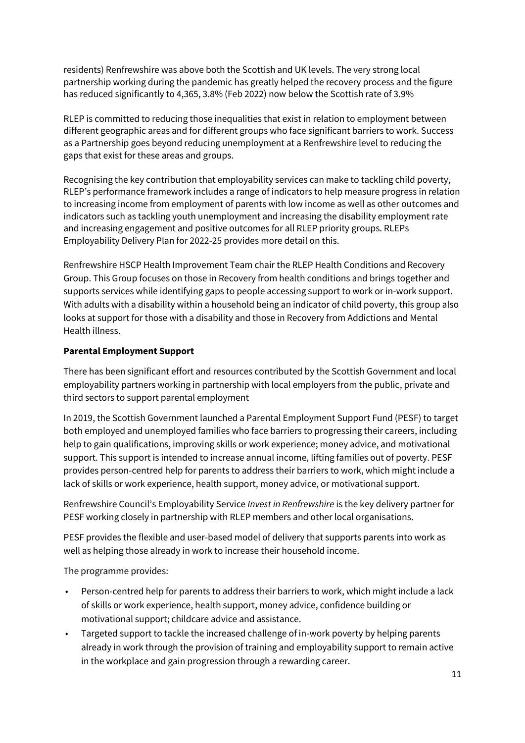residents) Renfrewshire was above both the Scottish and UK levels. The very strong local partnership working during the pandemic has greatly helped the recovery process and the figure has reduced significantly to 4,365, 3.8% (Feb 2022) now below the Scottish rate of 3.9%

RLEP is committed to reducing those inequalities that exist in relation to employment between different geographic areas and for different groups who face significant barriers to work. Success as a Partnership goes beyond reducing unemployment at a Renfrewshire level to reducing the gaps that exist for these areas and groups.

Recognising the key contribution that employability services can make to tackling child poverty, RLEP's performance framework includes a range of indicators to help measure progress in relation to increasing income from employment of parents with low income as well as other outcomes and indicators such as tackling youth unemployment and increasing the disability employment rate and increasing engagement and positive outcomes for all RLEP priority groups. RLEPs Employability Delivery Plan for 2022-25 provides more detail on this.

Renfrewshire HSCP Health Improvement Team chair the RLEP Health Conditions and Recovery Group. This Group focuses on those in Recovery from health conditions and brings together and supports services while identifying gaps to people accessing support to work or in-work support. With adults with a disability within a household being an indicator of child poverty, this group also looks at support for those with a disability and those in Recovery from Addictions and Mental Health illness.

**Parental Employment Support**

There has been significant effort and resources contributed by the Scottish Government and local employability partners working in partnership with local employers from the public, private and third sectors to support parental employment

In 2019, the Scottish Government launched a Parental Employment Support Fund (PESF) to target both employed and unemployed families who face barriers to progressing their careers, including help to gain qualifications, improving skills or work experience; money advice, and motivational support. This support is intended to increase annual income, lifting families out of poverty. PESF provides person-centred help for parents to address their barriers to work, which might include a lack of skills or work experience, health support, money advice, or motivational support.

Renfrewshire Council's Employability Service *Invest in Renfrewshire* is the key delivery partner for PESF working closely in partnership with RLEP members and other local organisations.

PESF provides the flexible and user-based model of delivery that supports parents into work as well as helping those already in work to increase their household income.

The programme provides:

- Person-centred help for parents to address their barriers to work, which might include a lack of skills or work experience, health support, money advice, confidence building or motivational support; childcare advice and assistance.
- Targeted support to tackle the increased challenge of in-work poverty by helping parents already in work through the provision of training and employability support to remain active in the workplace and gain progression through a rewarding career.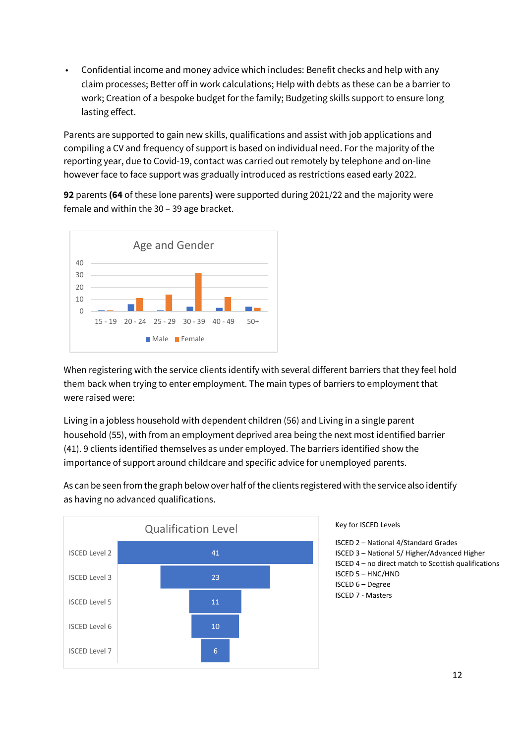- Confidential income and money advice which includes: Benefit checks and help with any claim processes; Better off in work calculations; Help with debts as these can be a barrier to work; Creation of a bespoke budget for the family; Budgeting skills support to ensure long lasting effect.

Parents are supported to gain new skills, qualifications and assist with job applications and compiling a CV and frequency of support is based on individual need. For the majority of the reporting year, due to Covid-19, contact was carried out remotely by telephone and on-line however face to face support was gradually introduced as restrictions eased early 2022.

**92** parents **(64** of these lone parents**)** were supported during 2021/22 and the majority were female and within the 30 – 39 age bracket.

Age and Gender

When registering with the service clients identify with several different barriers that they feel hold them back when trying to enter employment. The main types of barriers to employment that were raised were:

Living in a jobless household with dependent children (56) and Living in a single parent household (55), with from an employment deprived area being the next most identified barrier (41). 9 clients identified themselves as under employed. The barriers identified show the importance of support around childcare and specific advice for unemployed parents.

As can be seen from the graph below over half of the clients registered with the service also identify as having no advanced qualifications.

Qualification Level

| Qualification Level | Number |
|---|---|
| ISCED Level 2 | 41 |
| ISCED Level 3 | 23 |
| ISCED Level 5 | 11 |
| ISCED Level 6 | 10 |
| ISCED Level 7 | 6 |

Key for ISCED Levels

ISCED 2 – National 4/Standard Grades
ISCED 3 – National 5/ Higher/Advanced Higher
ISCED 4 – no direct match to Scottish qualifications
ISCED 5 – HNC/HND
ISCED 6 – Degree
ISCED 7 - Masters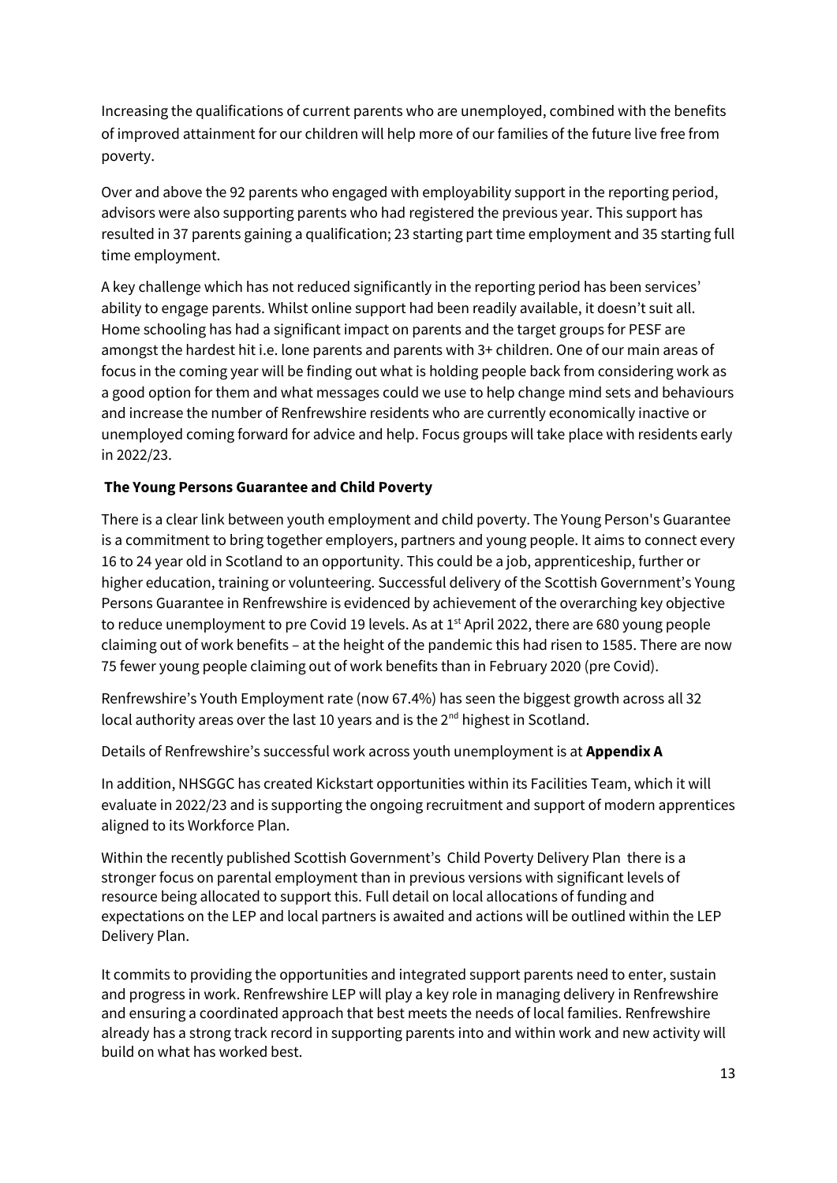Increasing the qualifications of current parents who are unemployed, combined with the benefits of improved attainment for our children will help more of our families of the future live free from poverty.

Over and above the 92 parents who engaged with employability support in the reporting period, advisors were also supporting parents who had registered the previous year. This support has resulted in 37 parents gaining a qualification; 23 starting part time employment and 35 starting full time employment.

A key challenge which has not reduced significantly in the reporting period has been services' ability to engage parents. Whilst online support had been readily available, it doesn't suit all. Home schooling has had a significant impact on parents and the target groups for PESF are amongst the hardest hit i.e. lone parents and parents with 3+ children. One of our main areas of focus in the coming year will be finding out what is holding people back from considering work as a good option for them and what messages could we use to help change mind sets and behaviours and increase the number of Renfrewshire residents who are currently economically inactive or unemployed coming forward for advice and help. Focus groups will take place with residents early in 2022/23.

**The Young Persons Guarantee and Child Poverty**

There is a clear link between youth employment and child poverty. The Young Person's Guarantee is a commitment to bring together employers, partners and young people. It aims to connect every 16 to 24 year old in Scotland to an opportunity. This could be a job, apprenticeship, further or higher education, training or volunteering. Successful delivery of the Scottish Government's Young Persons Guarantee in Renfrewshire is evidenced by achievement of the overarching key objective to reduce unemployment to pre Covid 19 levels. As at 1st April 2022, there are 680 young people claiming out of work benefits – at the height of the pandemic this had risen to 1585. There are now 75 fewer young people claiming out of work benefits than in February 2020 (pre Covid).

Renfrewshire's Youth Employment rate (now 67.4%) has seen the biggest growth across all 32 local authority areas over the last 10 years and is the 2nd highest in Scotland.

Details of Renfrewshire's successful work across youth unemployment is at **Appendix A**

In addition, NHSGGC has created Kickstart opportunities within its Facilities Team, which it will evaluate in 2022/23 and is supporting the ongoing recruitment and support of modern apprentices aligned to its Workforce Plan.

Within the recently published Scottish Government's Child Poverty Delivery Plan there is a stronger focus on parental employment than in previous versions with significant levels of resource being allocated to support this. Full detail on local allocations of funding and expectations on the LEP and local partners is awaited and actions will be outlined within the LEP Delivery Plan.

It commits to providing the opportunities and integrated support parents need to enter, sustain and progress in work. Renfrewshire LEP will play a key role in managing delivery in Renfrewshire and ensuring a coordinated approach that best meets the needs of local families. Renfrewshire already has a strong track record in supporting parents into and within work and new activity will build on what has worked best.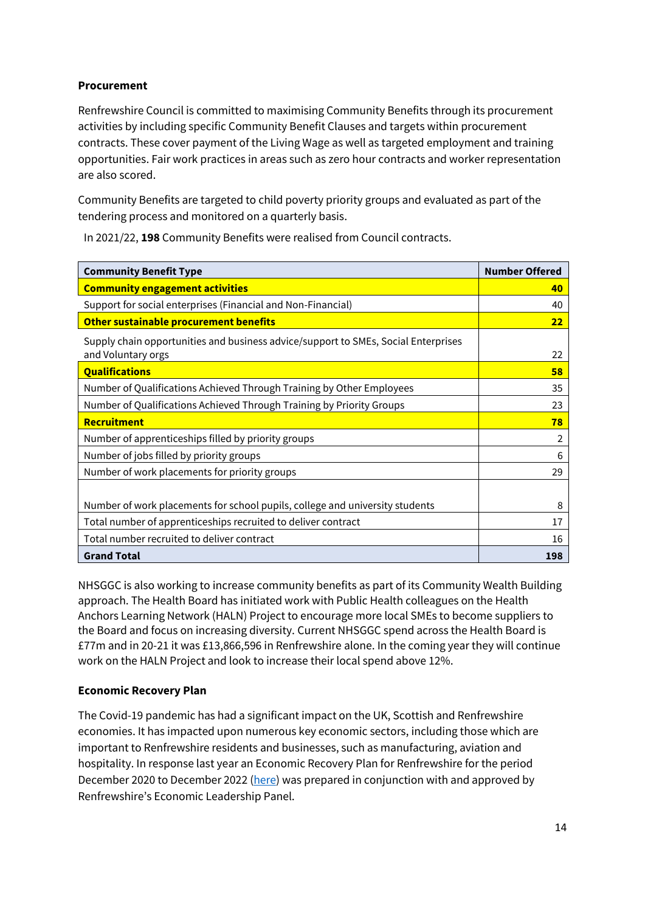**Procurement**

Renfrewshire Council is committed to maximising Community Benefits through its procurement activities by including specific Community Benefit Clauses and targets within procurement contracts. These cover payment of the Living Wage as well as targeted employment and training opportunities. Fair work practices in areas such as zero hour contracts and worker representation are also scored.

Community Benefits are targeted to child poverty priority groups and evaluated as part of the tendering process and monitored on a quarterly basis.

In 2021/22, **198** Community Benefits were realised from Council contracts.

| **Community Benefit Type** | **Number Offered** |
|---|---|
| **Community engagement activities** | **40** |
| Support for social enterprises (Financial and Non-Financial) | 40 |
| **Other sustainable procurement benefits** | **22** |
| Supply chain opportunities and business advice/support to SMEs, Social Enterprises and Voluntary orgs | 22 |
| **Qualifications** | **58** |
| Number of Qualifications Achieved Through Training by Other Employees | 35 |
| Number of Qualifications Achieved Through Training by Priority Groups | 23 |
| **Recruitment** | **78** |
| Number of apprenticeships filled by priority groups | 2 |
| Number of jobs filled by priority groups | 6 |
| Number of work placements for priority groups | 29 |
| Number of work placements for school pupils, college and university students | 8 |
| Total number of apprenticeships recruited to deliver contract | 17 |
| Total number recruited to deliver contract | 16 |
| **Grand Total** | **198** |

NHSGGC is also working to increase community benefits as part of its Community Wealth Building approach. The Health Board has initiated work with Public Health colleagues on the Health Anchors Learning Network (HALN) Project to encourage more local SMEs to become suppliers to the Board and focus on increasing diversity. Current NHSGGC spend across the Health Board is £77m and in 20-21 it was £13,866,596 in Renfrewshire alone. In the coming year they will continue work on the HALN Project and look to increase their local spend above 12%.

**Economic Recovery Plan**

The Covid-19 pandemic has had a significant impact on the UK, Scottish and Renfrewshire economies. It has impacted upon numerous key economic sectors, including those which are important to Renfrewshire residents and businesses, such as manufacturing, aviation and hospitality. In response last year an Economic Recovery Plan for Renfrewshire for the period December 2020 to December 2022 (here) was prepared in conjunction with and approved by Renfrewshire's Economic Leadership Panel.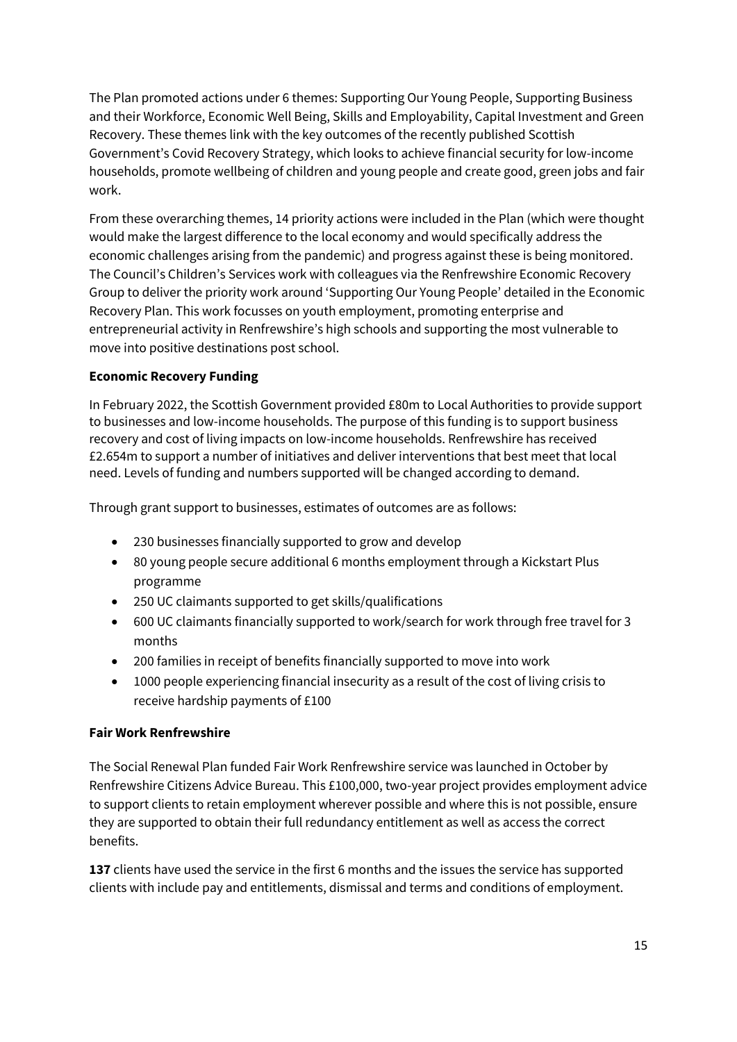The Plan promoted actions under 6 themes: Supporting Our Young People, Supporting Business and their Workforce, Economic Well Being, Skills and Employability, Capital Investment and Green Recovery. These themes link with the key outcomes of the recently published Scottish Government's Covid Recovery Strategy, which looks to achieve financial security for low-income households, promote wellbeing of children and young people and create good, green jobs and fair work.

From these overarching themes, 14 priority actions were included in the Plan (which were thought would make the largest difference to the local economy and would specifically address the economic challenges arising from the pandemic) and progress against these is being monitored. The Council's Children's Services work with colleagues via the Renfrewshire Economic Recovery Group to deliver the priority work around 'Supporting Our Young People' detailed in the Economic Recovery Plan. This work focusses on youth employment, promoting enterprise and entrepreneurial activity in Renfrewshire's high schools and supporting the most vulnerable to move into positive destinations post school.

**Economic Recovery Funding**

In February 2022, the Scottish Government provided £80m to Local Authorities to provide support to businesses and low-income households. The purpose of this funding is to support business recovery and cost of living impacts on low-income households. Renfrewshire has received £2.654m to support a number of initiatives and deliver interventions that best meet that local need. Levels of funding and numbers supported will be changed according to demand.

Through grant support to businesses, estimates of outcomes are as follows:

- 230 businesses financially supported to grow and develop
- 80 young people secure additional 6 months employment through a Kickstart Plus programme
- 250 UC claimants supported to get skills/qualifications
- 600 UC claimants financially supported to work/search for work through free travel for 3 months
- 200 families in receipt of benefits financially supported to move into work
- 1000 people experiencing financial insecurity as a result of the cost of living crisis to receive hardship payments of £100

**Fair Work Renfrewshire**

The Social Renewal Plan funded Fair Work Renfrewshire service was launched in October by Renfrewshire Citizens Advice Bureau. This £100,000, two-year project provides employment advice to support clients to retain employment wherever possible and where this is not possible, ensure they are supported to obtain their full redundancy entitlement as well as access the correct benefits.

**137** clients have used the service in the first 6 months and the issues the service has supported clients with include pay and entitlements, dismissal and terms and conditions of employment.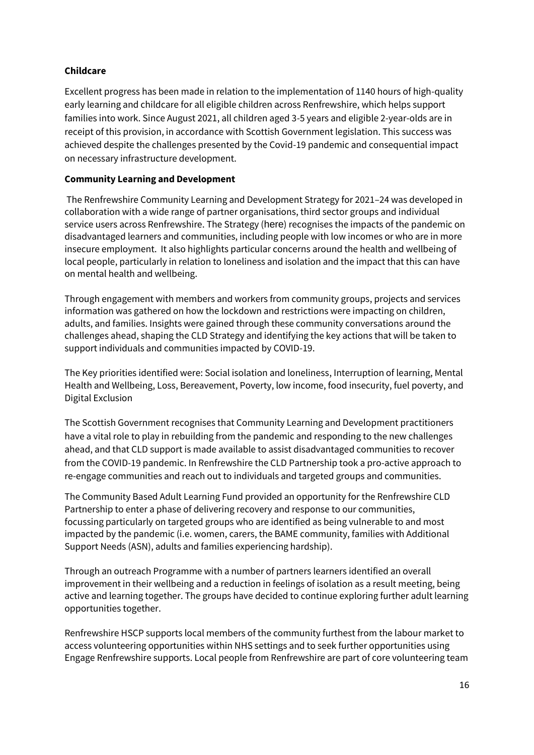**Childcare**

Excellent progress has been made in relation to the implementation of 1140 hours of high-quality early learning and childcare for all eligible children across Renfrewshire, which helps support families into work. Since August 2021, all children aged 3-5 years and eligible 2-year-olds are in receipt of this provision, in accordance with Scottish Government legislation. This success was achieved despite the challenges presented by the Covid-19 pandemic and consequential impact on necessary infrastructure development.

**Community Learning and Development**

The Renfrewshire Community Learning and Development Strategy for 2021–24 was developed in collaboration with a wide range of partner organisations, third sector groups and individual service users across Renfrewshire. The Strategy (here) recognises the impacts of the pandemic on disadvantaged learners and communities, including people with low incomes or who are in more insecure employment. It also highlights particular concerns around the health and wellbeing of local people, particularly in relation to loneliness and isolation and the impact that this can have on mental health and wellbeing.

Through engagement with members and workers from community groups, projects and services information was gathered on how the lockdown and restrictions were impacting on children, adults, and families. Insights were gained through these community conversations around the challenges ahead, shaping the CLD Strategy and identifying the key actions that will be taken to support individuals and communities impacted by COVID-19.

The Key priorities identified were: Social isolation and loneliness, Interruption of learning, Mental Health and Wellbeing, Loss, Bereavement, Poverty, low income, food insecurity, fuel poverty, and Digital Exclusion

The Scottish Government recognises that Community Learning and Development practitioners have a vital role to play in rebuilding from the pandemic and responding to the new challenges ahead, and that CLD support is made available to assist disadvantaged communities to recover from the COVID-19 pandemic. In Renfrewshire the CLD Partnership took a pro-active approach to re-engage communities and reach out to individuals and targeted groups and communities.

The Community Based Adult Learning Fund provided an opportunity for the Renfrewshire CLD Partnership to enter a phase of delivering recovery and response to our communities, focussing particularly on targeted groups who are identified as being vulnerable to and most impacted by the pandemic (i.e. women, carers, the BAME community, families with Additional Support Needs (ASN), adults and families experiencing hardship).

Through an outreach Programme with a number of partners learners identified an overall improvement in their wellbeing and a reduction in feelings of isolation as a result meeting, being active and learning together. The groups have decided to continue exploring further adult learning opportunities together.

Renfrewshire HSCP supports local members of the community furthest from the labour market to access volunteering opportunities within NHS settings and to seek further opportunities using Engage Renfrewshire supports. Local people from Renfrewshire are part of core volunteering team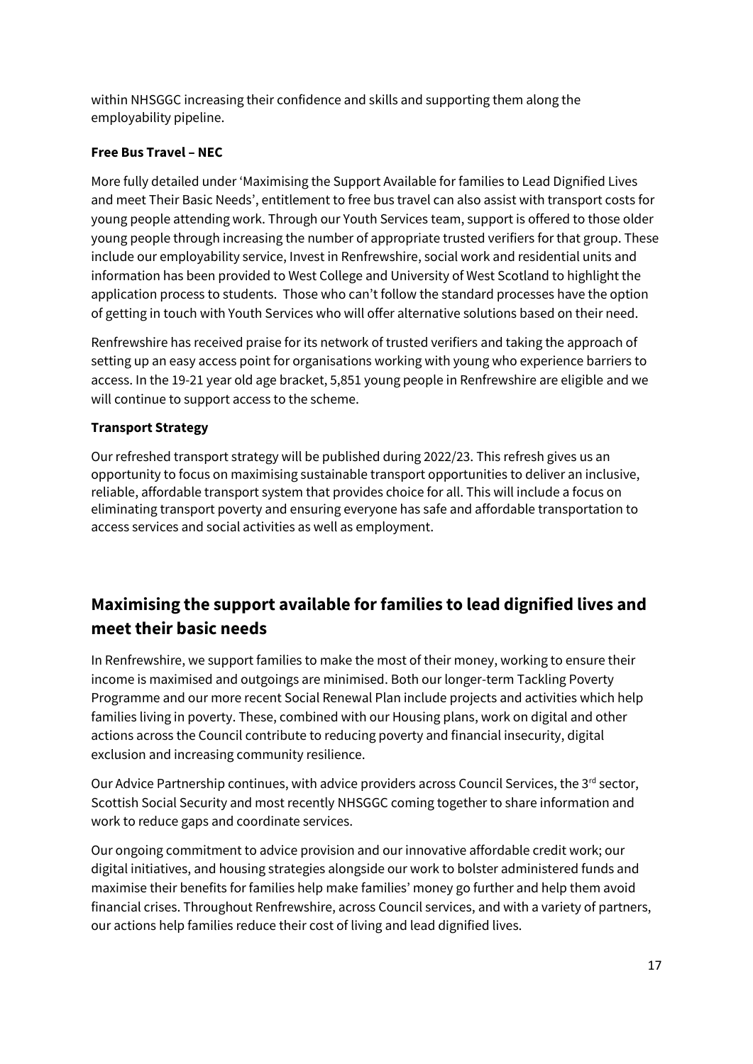within NHSGGC increasing their confidence and skills and supporting them along the employability pipeline.

**Free Bus Travel – NEC**

More fully detailed under 'Maximising the Support Available for families to Lead Dignified Lives and meet Their Basic Needs', entitlement to free bus travel can also assist with transport costs for young people attending work. Through our Youth Services team, support is offered to those older young people through increasing the number of appropriate trusted verifiers for that group. These include our employability service, Invest in Renfrewshire, social work and residential units and information has been provided to West College and University of West Scotland to highlight the application process to students. Those who can't follow the standard processes have the option of getting in touch with Youth Services who will offer alternative solutions based on their need.

Renfrewshire has received praise for its network of trusted verifiers and taking the approach of setting up an easy access point for organisations working with young who experience barriers to access. In the 19-21 year old age bracket, 5,851 young people in Renfrewshire are eligible and we will continue to support access to the scheme.

**Transport Strategy**

Our refreshed transport strategy will be published during 2022/23. This refresh gives us an opportunity to focus on maximising sustainable transport opportunities to deliver an inclusive, reliable, affordable transport system that provides choice for all. This will include a focus on eliminating transport poverty and ensuring everyone has safe and affordable transportation to access services and social activities as well as employment.

## Maximising the support available for families to lead dignified lives and meet their basic needs

In Renfrewshire, we support families to make the most of their money, working to ensure their income is maximised and outgoings are minimised. Both our longer-term Tackling Poverty Programme and our more recent Social Renewal Plan include projects and activities which help families living in poverty. These, combined with our Housing plans, work on digital and other actions across the Council contribute to reducing poverty and financial insecurity, digital exclusion and increasing community resilience.

Our Advice Partnership continues, with advice providers across Council Services, the 3rd sector, Scottish Social Security and most recently NHSGGC coming together to share information and work to reduce gaps and coordinate services.

Our ongoing commitment to advice provision and our innovative affordable credit work; our digital initiatives, and housing strategies alongside our work to bolster administered funds and maximise their benefits for families help make families' money go further and help them avoid financial crises. Throughout Renfrewshire, across Council services, and with a variety of partners, our actions help families reduce their cost of living and lead dignified lives.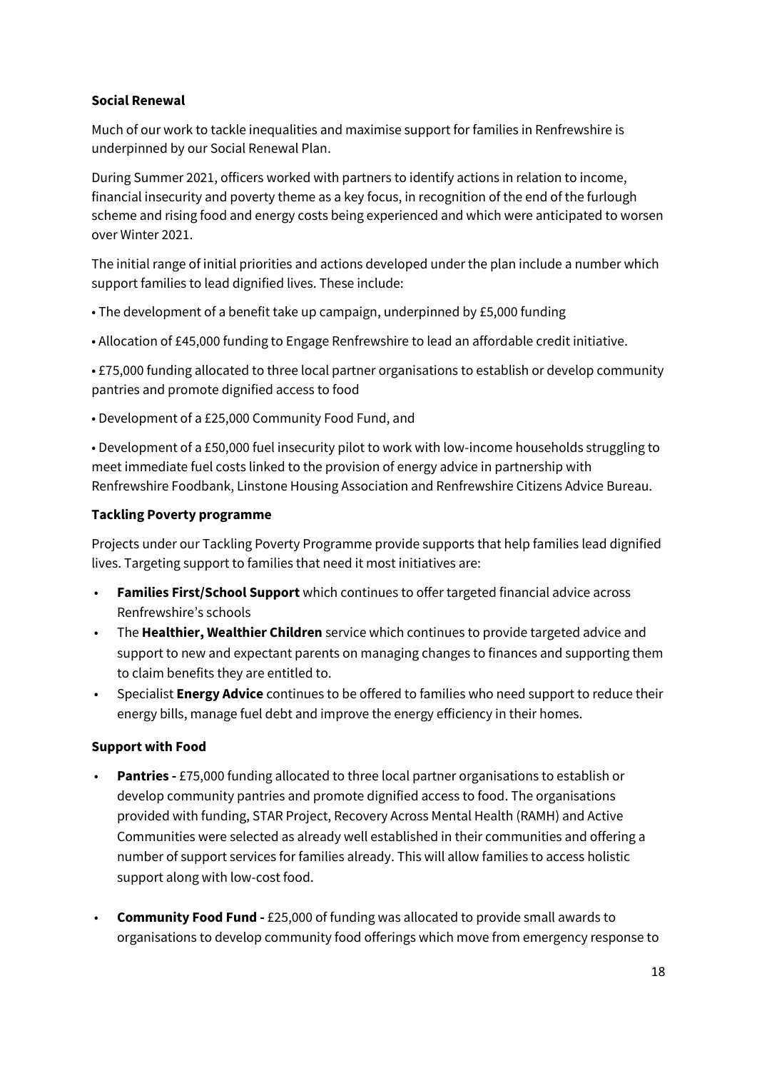**Social Renewal**

Much of our work to tackle inequalities and maximise support for families in Renfrewshire is underpinned by our Social Renewal Plan.

During Summer 2021, officers worked with partners to identify actions in relation to income, financial insecurity and poverty theme as a key focus, in recognition of the end of the furlough scheme and rising food and energy costs being experienced and which were anticipated to worsen over Winter 2021.

The initial range of initial priorities and actions developed under the plan include a number which support families to lead dignified lives. These include:

• The development of a benefit take up campaign, underpinned by £5,000 funding

• Allocation of £45,000 funding to Engage Renfrewshire to lead an affordable credit initiative.

• £75,000 funding allocated to three local partner organisations to establish or develop community pantries and promote dignified access to food

• Development of a £25,000 Community Food Fund, and

• Development of a £50,000 fuel insecurity pilot to work with low-income households struggling to meet immediate fuel costs linked to the provision of energy advice in partnership with Renfrewshire Foodbank, Linstone Housing Association and Renfrewshire Citizens Advice Bureau.

**Tackling Poverty programme**

Projects under our Tackling Poverty Programme provide supports that help families lead dignified lives. Targeting support to families that need it most initiatives are:

- **Families First/School Support** which continues to offer targeted financial advice across Renfrewshire's schools
- The **Healthier, Wealthier Children** service which continues to provide targeted advice and support to new and expectant parents on managing changes to finances and supporting them to claim benefits they are entitled to.
- Specialist **Energy Advice** continues to be offered to families who need support to reduce their energy bills, manage fuel debt and improve the energy efficiency in their homes.

**Support with Food**

- **Pantries -** £75,000 funding allocated to three local partner organisations to establish or develop community pantries and promote dignified access to food. The organisations provided with funding, STAR Project, Recovery Across Mental Health (RAMH) and Active Communities were selected as already well established in their communities and offering a number of support services for families already. This will allow families to access holistic support along with low-cost food.

- **Community Food Fund -** £25,000 of funding was allocated to provide small awards to organisations to develop community food offerings which move from emergency response to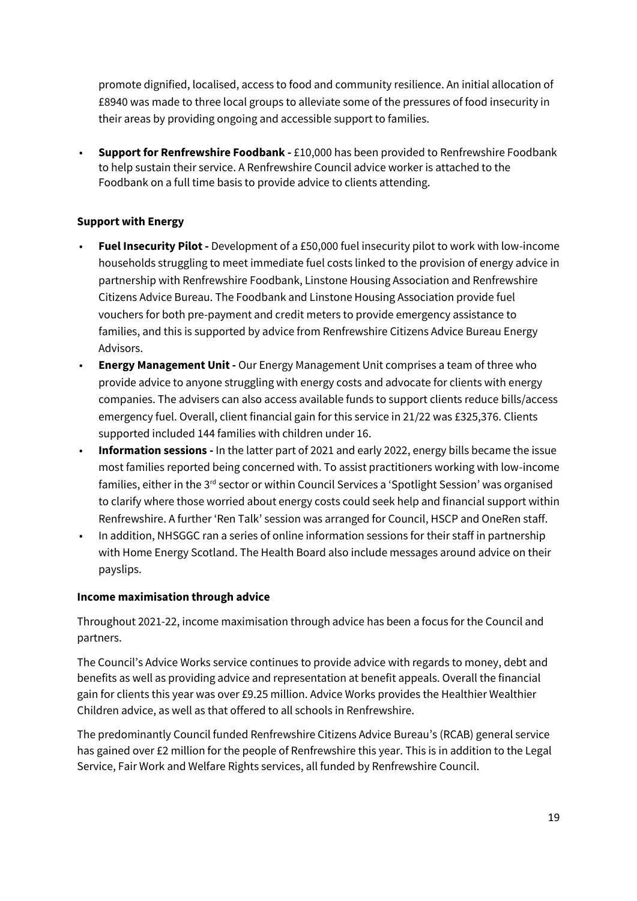promote dignified, localised, access to food and community resilience. An initial allocation of £8940 was made to three local groups to alleviate some of the pressures of food insecurity in their areas by providing ongoing and accessible support to families.

- **Support for Renfrewshire Foodbank -** £10,000 has been provided to Renfrewshire Foodbank to help sustain their service. A Renfrewshire Council advice worker is attached to the Foodbank on a full time basis to provide advice to clients attending.

**Support with Energy**

- **Fuel Insecurity Pilot -** Development of a £50,000 fuel insecurity pilot to work with low-income households struggling to meet immediate fuel costs linked to the provision of energy advice in partnership with Renfrewshire Foodbank, Linstone Housing Association and Renfrewshire Citizens Advice Bureau. The Foodbank and Linstone Housing Association provide fuel vouchers for both pre-payment and credit meters to provide emergency assistance to families, and this is supported by advice from Renfrewshire Citizens Advice Bureau Energy Advisors.
- **Energy Management Unit -** Our Energy Management Unit comprises a team of three who provide advice to anyone struggling with energy costs and advocate for clients with energy companies. The advisers can also access available funds to support clients reduce bills/access emergency fuel. Overall, client financial gain for this service in 21/22 was £325,376. Clients supported included 144 families with children under 16.
- **Information sessions -** In the latter part of 2021 and early 2022, energy bills became the issue most families reported being concerned with. To assist practitioners working with low-income families, either in the 3rd sector or within Council Services a 'Spotlight Session' was organised to clarify where those worried about energy costs could seek help and financial support within Renfrewshire. A further 'Ren Talk' session was arranged for Council, HSCP and OneRen staff.
- In addition, NHSGGC ran a series of online information sessions for their staff in partnership with Home Energy Scotland. The Health Board also include messages around advice on their payslips.

**Income maximisation through advice**

Throughout 2021-22, income maximisation through advice has been a focus for the Council and partners.

The Council's Advice Works service continues to provide advice with regards to money, debt and benefits as well as providing advice and representation at benefit appeals. Overall the financial gain for clients this year was over £9.25 million. Advice Works provides the Healthier Wealthier Children advice, as well as that offered to all schools in Renfrewshire.

The predominantly Council funded Renfrewshire Citizens Advice Bureau's (RCAB) general service has gained over £2 million for the people of Renfrewshire this year. This is in addition to the Legal Service, Fair Work and Welfare Rights services, all funded by Renfrewshire Council.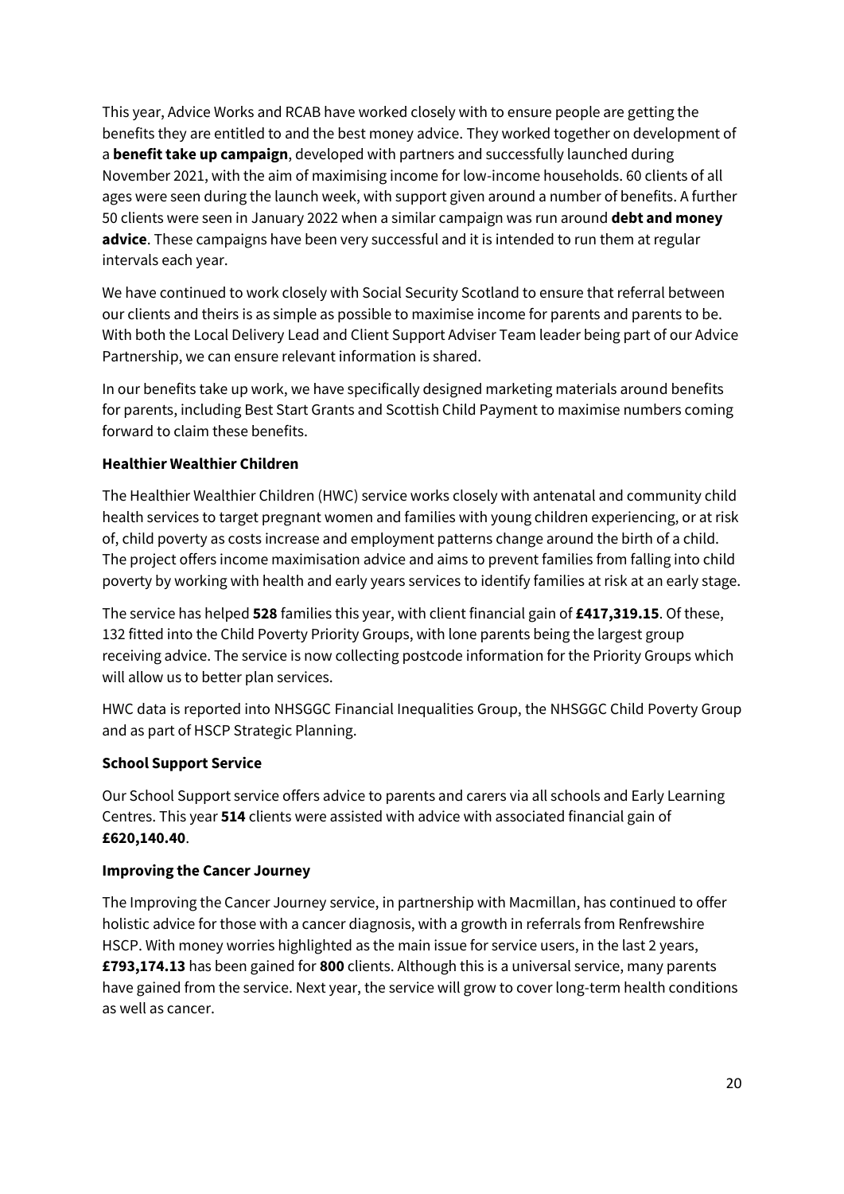This year, Advice Works and RCAB have worked closely with to ensure people are getting the benefits they are entitled to and the best money advice. They worked together on development of a **benefit take up campaign**, developed with partners and successfully launched during November 2021, with the aim of maximising income for low-income households. 60 clients of all ages were seen during the launch week, with support given around a number of benefits. A further 50 clients were seen in January 2022 when a similar campaign was run around **debt and money advice**. These campaigns have been very successful and it is intended to run them at regular intervals each year.

We have continued to work closely with Social Security Scotland to ensure that referral between our clients and theirs is as simple as possible to maximise income for parents and parents to be. With both the Local Delivery Lead and Client Support Adviser Team leader being part of our Advice Partnership, we can ensure relevant information is shared.

In our benefits take up work, we have specifically designed marketing materials around benefits for parents, including Best Start Grants and Scottish Child Payment to maximise numbers coming forward to claim these benefits.

**Healthier Wealthier Children**

The Healthier Wealthier Children (HWC) service works closely with antenatal and community child health services to target pregnant women and families with young children experiencing, or at risk of, child poverty as costs increase and employment patterns change around the birth of a child. The project offers income maximisation advice and aims to prevent families from falling into child poverty by working with health and early years services to identify families at risk at an early stage.

The service has helped **528** families this year, with client financial gain of **£417,319.15**. Of these, 132 fitted into the Child Poverty Priority Groups, with lone parents being the largest group receiving advice. The service is now collecting postcode information for the Priority Groups which will allow us to better plan services.

HWC data is reported into NHSGGC Financial Inequalities Group, the NHSGGC Child Poverty Group and as part of HSCP Strategic Planning.

**School Support Service**

Our School Support service offers advice to parents and carers via all schools and Early Learning Centres. This year **514** clients were assisted with advice with associated financial gain of **£620,140.40**.

**Improving the Cancer Journey**

The Improving the Cancer Journey service, in partnership with Macmillan, has continued to offer holistic advice for those with a cancer diagnosis, with a growth in referrals from Renfrewshire HSCP. With money worries highlighted as the main issue for service users, in the last 2 years, **£793,174.13** has been gained for **800** clients. Although this is a universal service, many parents have gained from the service. Next year, the service will grow to cover long-term health conditions as well as cancer.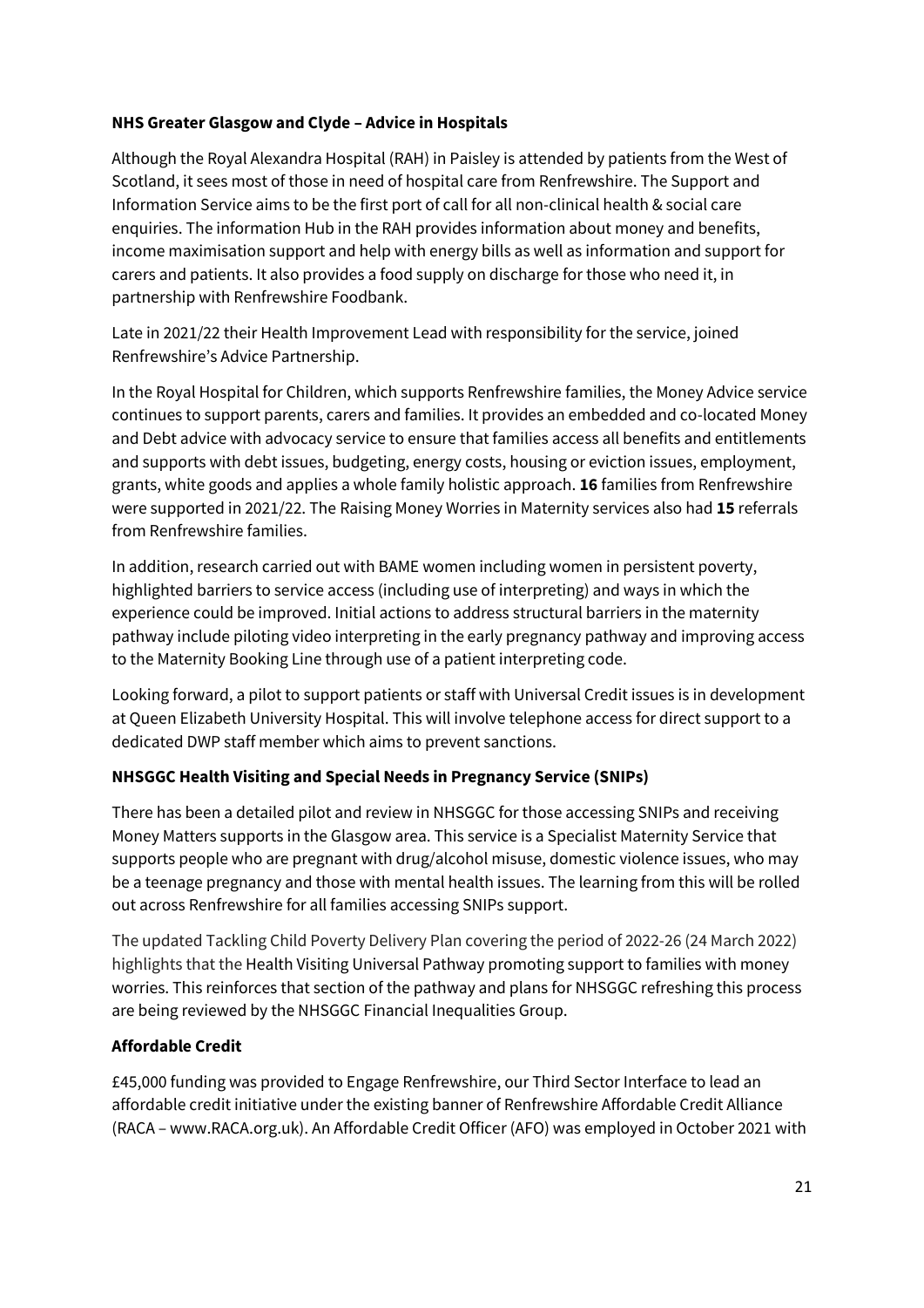**NHS Greater Glasgow and Clyde – Advice in Hospitals**

Although the Royal Alexandra Hospital (RAH) in Paisley is attended by patients from the West of Scotland, it sees most of those in need of hospital care from Renfrewshire. The Support and Information Service aims to be the first port of call for all non-clinical health & social care enquiries. The information Hub in the RAH provides information about money and benefits, income maximisation support and help with energy bills as well as information and support for carers and patients. It also provides a food supply on discharge for those who need it, in partnership with Renfrewshire Foodbank.

Late in 2021/22 their Health Improvement Lead with responsibility for the service, joined Renfrewshire's Advice Partnership.

In the Royal Hospital for Children, which supports Renfrewshire families, the Money Advice service continues to support parents, carers and families. It provides an embedded and co-located Money and Debt advice with advocacy service to ensure that families access all benefits and entitlements and supports with debt issues, budgeting, energy costs, housing or eviction issues, employment, grants, white goods and applies a whole family holistic approach. **16** families from Renfrewshire were supported in 2021/22. The Raising Money Worries in Maternity services also had **15** referrals from Renfrewshire families.

In addition, research carried out with BAME women including women in persistent poverty, highlighted barriers to service access (including use of interpreting) and ways in which the experience could be improved. Initial actions to address structural barriers in the maternity pathway include piloting video interpreting in the early pregnancy pathway and improving access to the Maternity Booking Line through use of a patient interpreting code.

Looking forward, a pilot to support patients or staff with Universal Credit issues is in development at Queen Elizabeth University Hospital. This will involve telephone access for direct support to a dedicated DWP staff member which aims to prevent sanctions.

**NHSGGC Health Visiting and Special Needs in Pregnancy Service (SNIPs)**

There has been a detailed pilot and review in NHSGGC for those accessing SNIPs and receiving Money Matters supports in the Glasgow area. This service is a Specialist Maternity Service that supports people who are pregnant with drug/alcohol misuse, domestic violence issues, who may be a teenage pregnancy and those with mental health issues. The learning from this will be rolled out across Renfrewshire for all families accessing SNIPs support.

The updated Tackling Child Poverty Delivery Plan covering the period of 2022-26 (24 March 2022) highlights that the Health Visiting Universal Pathway promoting support to families with money worries. This reinforces that section of the pathway and plans for NHSGGC refreshing this process are being reviewed by the NHSGGC Financial Inequalities Group.

**Affordable Credit**

£45,000 funding was provided to Engage Renfrewshire, our Third Sector Interface to lead an affordable credit initiative under the existing banner of Renfrewshire Affordable Credit Alliance (RACA – www.RACA.org.uk). An Affordable Credit Officer (AFO) was employed in October 2021 with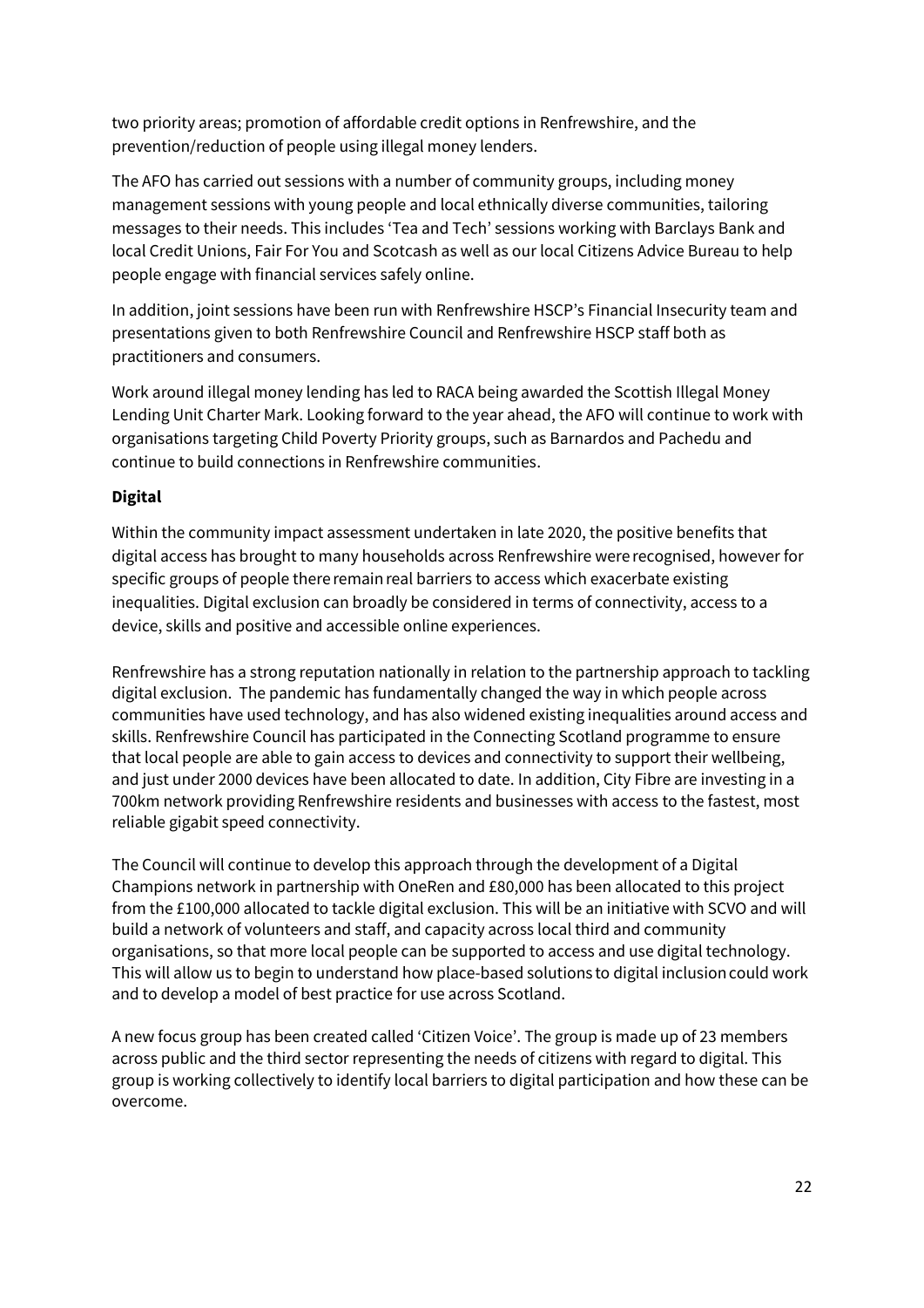two priority areas; promotion of affordable credit options in Renfrewshire, and the prevention/reduction of people using illegal money lenders.

The AFO has carried out sessions with a number of community groups, including money management sessions with young people and local ethnically diverse communities, tailoring messages to their needs. This includes 'Tea and Tech' sessions working with Barclays Bank and local Credit Unions, Fair For You and Scotcash as well as our local Citizens Advice Bureau to help people engage with financial services safely online.

In addition, joint sessions have been run with Renfrewshire HSCP's Financial Insecurity team and presentations given to both Renfrewshire Council and Renfrewshire HSCP staff both as practitioners and consumers.

Work around illegal money lending has led to RACA being awarded the Scottish Illegal Money Lending Unit Charter Mark. Looking forward to the year ahead, the AFO will continue to work with organisations targeting Child Poverty Priority groups, such as Barnardos and Pachedu and continue to build connections in Renfrewshire communities.

**Digital**

Within the community impact assessment undertaken in late 2020, the positive benefits that digital access has brought to many households across Renfrewshire were recognised, however for specific groups of people there remain real barriers to access which exacerbate existing inequalities. Digital exclusion can broadly be considered in terms of connectivity, access to a device, skills and positive and accessible online experiences.

Renfrewshire has a strong reputation nationally in relation to the partnership approach to tackling digital exclusion. The pandemic has fundamentally changed the way in which people across communities have used technology, and has also widened existing inequalities around access and skills. Renfrewshire Council has participated in the Connecting Scotland programme to ensure that local people are able to gain access to devices and connectivity to support their wellbeing, and just under 2000 devices have been allocated to date. In addition, City Fibre are investing in a 700km network providing Renfrewshire residents and businesses with access to the fastest, most reliable gigabit speed connectivity.

The Council will continue to develop this approach through the development of a Digital Champions network in partnership with OneRen and £80,000 has been allocated to this project from the £100,000 allocated to tackle digital exclusion. This will be an initiative with SCVO and will build a network of volunteers and staff, and capacity across local third and community organisations, so that more local people can be supported to access and use digital technology. This will allow us to begin to understand how place-based solutions to digital inclusion could work and to develop a model of best practice for use across Scotland.

A new focus group has been created called 'Citizen Voice'. The group is made up of 23 members across public and the third sector representing the needs of citizens with regard to digital. This group is working collectively to identify local barriers to digital participation and how these can be overcome.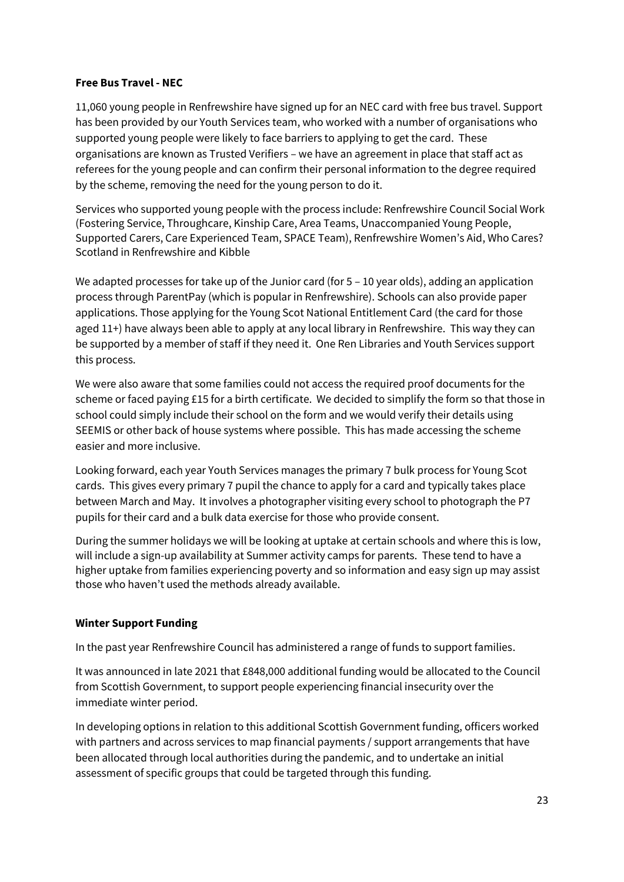**Free Bus Travel - NEC**

11,060 young people in Renfrewshire have signed up for an NEC card with free bus travel. Support has been provided by our Youth Services team, who worked with a number of organisations who supported young people were likely to face barriers to applying to get the card. These organisations are known as Trusted Verifiers – we have an agreement in place that staff act as referees for the young people and can confirm their personal information to the degree required by the scheme, removing the need for the young person to do it.

Services who supported young people with the process include: Renfrewshire Council Social Work (Fostering Service, Throughcare, Kinship Care, Area Teams, Unaccompanied Young People, Supported Carers, Care Experienced Team, SPACE Team), Renfrewshire Women's Aid, Who Cares? Scotland in Renfrewshire and Kibble

We adapted processes for take up of the Junior card (for 5 – 10 year olds), adding an application process through ParentPay (which is popular in Renfrewshire). Schools can also provide paper applications. Those applying for the Young Scot National Entitlement Card (the card for those aged 11+) have always been able to apply at any local library in Renfrewshire. This way they can be supported by a member of staff if they need it. One Ren Libraries and Youth Services support this process.

We were also aware that some families could not access the required proof documents for the scheme or faced paying £15 for a birth certificate. We decided to simplify the form so that those in school could simply include their school on the form and we would verify their details using SEEMIS or other back of house systems where possible. This has made accessing the scheme easier and more inclusive.

Looking forward, each year Youth Services manages the primary 7 bulk process for Young Scot cards. This gives every primary 7 pupil the chance to apply for a card and typically takes place between March and May. It involves a photographer visiting every school to photograph the P7 pupils for their card and a bulk data exercise for those who provide consent.

During the summer holidays we will be looking at uptake at certain schools and where this is low, will include a sign-up availability at Summer activity camps for parents. These tend to have a higher uptake from families experiencing poverty and so information and easy sign up may assist those who haven't used the methods already available.

**Winter Support Funding**

In the past year Renfrewshire Council has administered a range of funds to support families.

It was announced in late 2021 that £848,000 additional funding would be allocated to the Council from Scottish Government, to support people experiencing financial insecurity over the immediate winter period.

In developing options in relation to this additional Scottish Government funding, officers worked with partners and across services to map financial payments / support arrangements that have been allocated through local authorities during the pandemic, and to undertake an initial assessment of specific groups that could be targeted through this funding.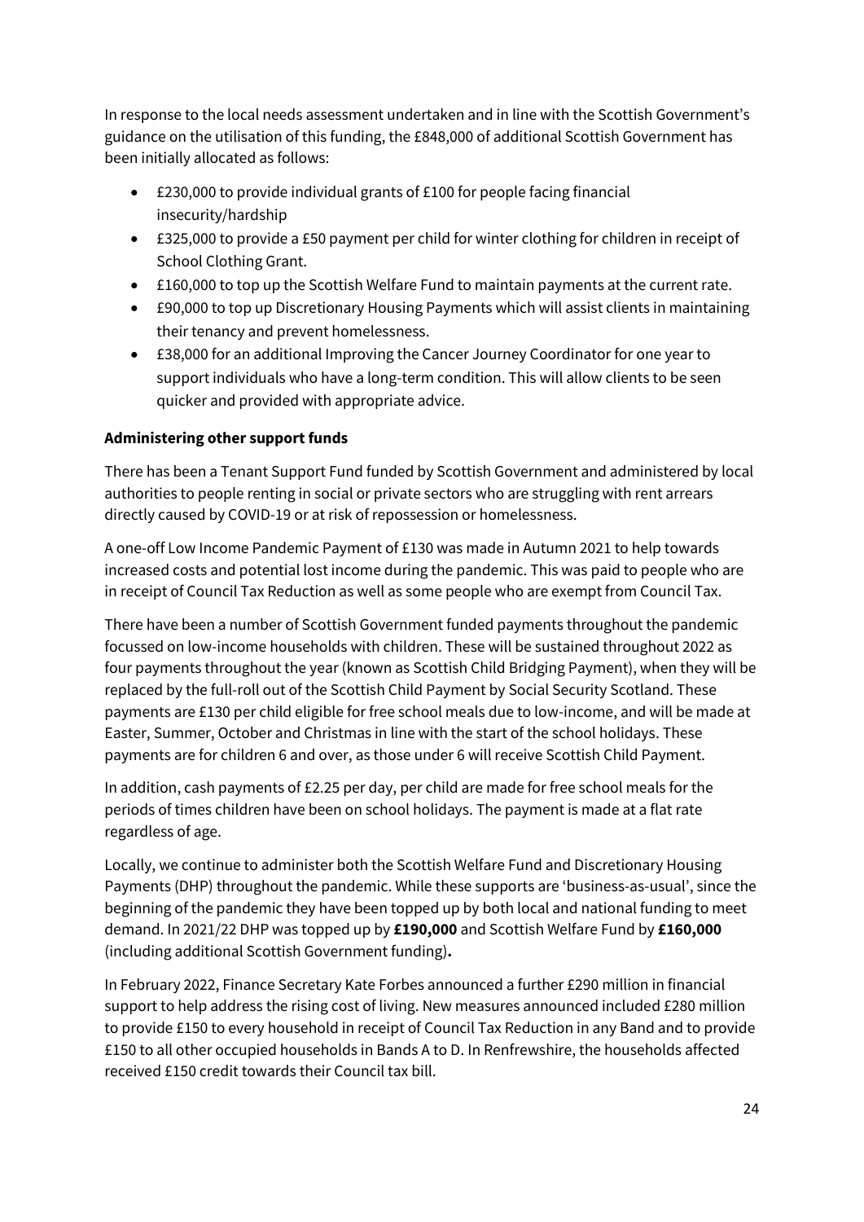In response to the local needs assessment undertaken and in line with the Scottish Government's guidance on the utilisation of this funding, the £848,000 of additional Scottish Government has been initially allocated as follows:

- £230,000 to provide individual grants of £100 for people facing financial insecurity/hardship
- £325,000 to provide a £50 payment per child for winter clothing for children in receipt of School Clothing Grant.
- £160,000 to top up the Scottish Welfare Fund to maintain payments at the current rate.
- £90,000 to top up Discretionary Housing Payments which will assist clients in maintaining their tenancy and prevent homelessness.
- £38,000 for an additional Improving the Cancer Journey Coordinator for one year to support individuals who have a long-term condition. This will allow clients to be seen quicker and provided with appropriate advice.

**Administering other support funds**

There has been a Tenant Support Fund funded by Scottish Government and administered by local authorities to people renting in social or private sectors who are struggling with rent arrears directly caused by COVID-19 or at risk of repossession or homelessness.

A one-off Low Income Pandemic Payment of £130 was made in Autumn 2021 to help towards increased costs and potential lost income during the pandemic. This was paid to people who are in receipt of Council Tax Reduction as well as some people who are exempt from Council Tax.

There have been a number of Scottish Government funded payments throughout the pandemic focussed on low-income households with children. These will be sustained throughout 2022 as four payments throughout the year (known as Scottish Child Bridging Payment), when they will be replaced by the full-roll out of the Scottish Child Payment by Social Security Scotland. These payments are £130 per child eligible for free school meals due to low-income, and will be made at Easter, Summer, October and Christmas in line with the start of the school holidays. These payments are for children 6 and over, as those under 6 will receive Scottish Child Payment.

In addition, cash payments of £2.25 per day, per child are made for free school meals for the periods of times children have been on school holidays. The payment is made at a flat rate regardless of age.

Locally, we continue to administer both the Scottish Welfare Fund and Discretionary Housing Payments (DHP) throughout the pandemic. While these supports are 'business-as-usual', since the beginning of the pandemic they have been topped up by both local and national funding to meet demand. In 2021/22 DHP was topped up by **£190,000** and Scottish Welfare Fund by **£160,000** (including additional Scottish Government funding)**.**

In February 2022, Finance Secretary Kate Forbes announced a further £290 million in financial support to help address the rising cost of living. New measures announced included £280 million to provide £150 to every household in receipt of Council Tax Reduction in any Band and to provide £150 to all other occupied households in Bands A to D. In Renfrewshire, the households affected received £150 credit towards their Council tax bill.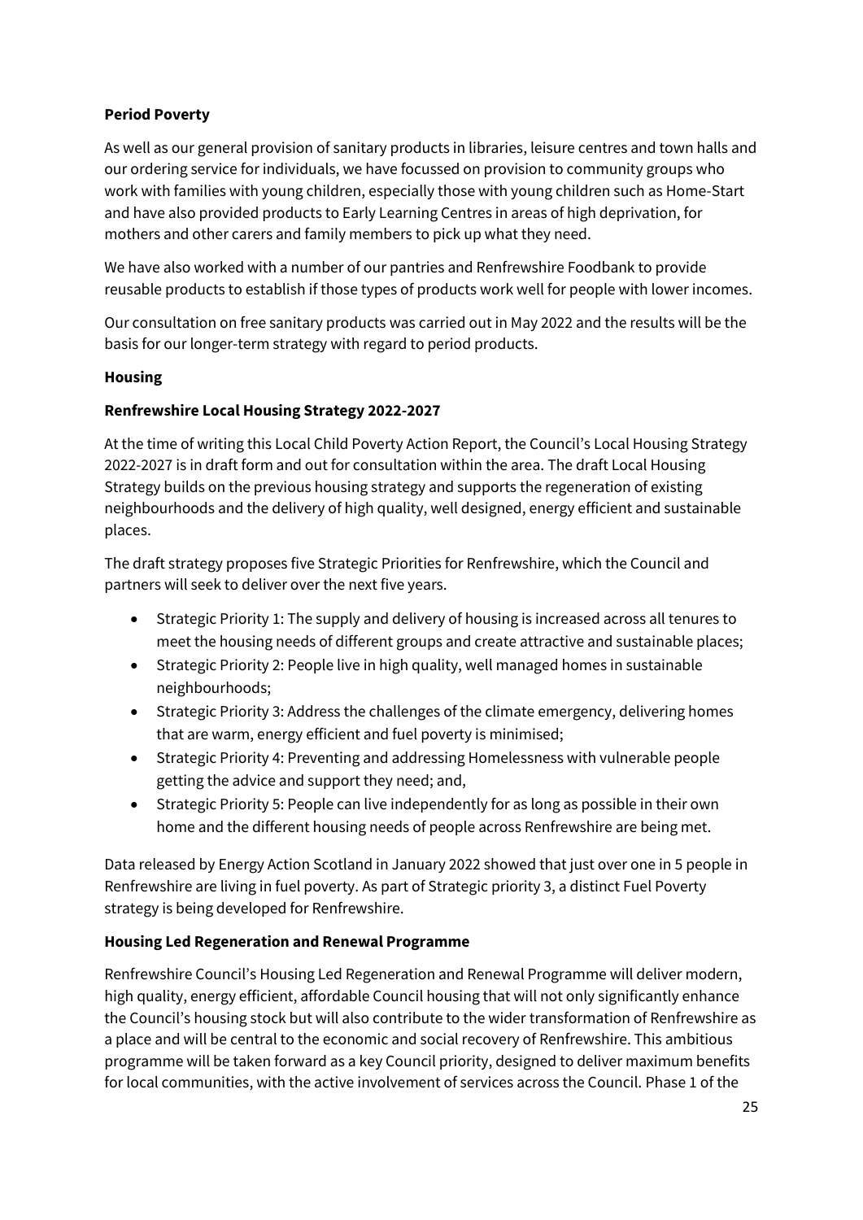**Period Poverty**

As well as our general provision of sanitary products in libraries, leisure centres and town halls and our ordering service for individuals, we have focussed on provision to community groups who work with families with young children, especially those with young children such as Home-Start and have also provided products to Early Learning Centres in areas of high deprivation, for mothers and other carers and family members to pick up what they need.

We have also worked with a number of our pantries and Renfrewshire Foodbank to provide reusable products to establish if those types of products work well for people with lower incomes.

Our consultation on free sanitary products was carried out in May 2022 and the results will be the basis for our longer-term strategy with regard to period products.

**Housing**

**Renfrewshire Local Housing Strategy 2022-2027**

At the time of writing this Local Child Poverty Action Report, the Council's Local Housing Strategy 2022-2027 is in draft form and out for consultation within the area. The draft Local Housing Strategy builds on the previous housing strategy and supports the regeneration of existing neighbourhoods and the delivery of high quality, well designed, energy efficient and sustainable places.

The draft strategy proposes five Strategic Priorities for Renfrewshire, which the Council and partners will seek to deliver over the next five years.

- Strategic Priority 1: The supply and delivery of housing is increased across all tenures to meet the housing needs of different groups and create attractive and sustainable places;
- Strategic Priority 2: People live in high quality, well managed homes in sustainable neighbourhoods;
- Strategic Priority 3: Address the challenges of the climate emergency, delivering homes that are warm, energy efficient and fuel poverty is minimised;
- Strategic Priority 4: Preventing and addressing Homelessness with vulnerable people getting the advice and support they need; and,
- Strategic Priority 5: People can live independently for as long as possible in their own home and the different housing needs of people across Renfrewshire are being met.

Data released by Energy Action Scotland in January 2022 showed that just over one in 5 people in Renfrewshire are living in fuel poverty. As part of Strategic priority 3, a distinct Fuel Poverty strategy is being developed for Renfrewshire.

**Housing Led Regeneration and Renewal Programme**

Renfrewshire Council's Housing Led Regeneration and Renewal Programme will deliver modern, high quality, energy efficient, affordable Council housing that will not only significantly enhance the Council's housing stock but will also contribute to the wider transformation of Renfrewshire as a place and will be central to the economic and social recovery of Renfrewshire. This ambitious programme will be taken forward as a key Council priority, designed to deliver maximum benefits for local communities, with the active involvement of services across the Council. Phase 1 of the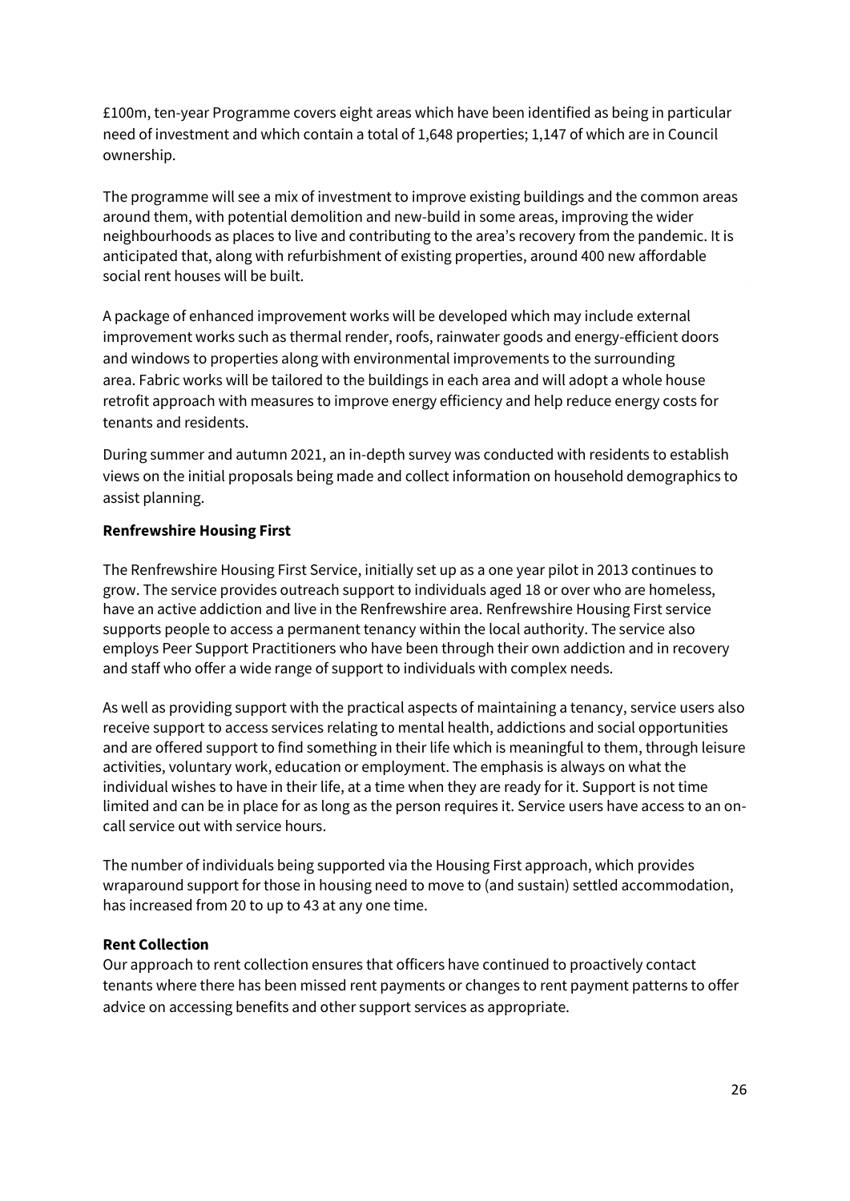£100m, ten-year Programme covers eight areas which have been identified as being in particular need of investment and which contain a total of 1,648 properties; 1,147 of which are in Council ownership.

The programme will see a mix of investment to improve existing buildings and the common areas around them, with potential demolition and new-build in some areas, improving the wider neighbourhoods as places to live and contributing to the area's recovery from the pandemic. It is anticipated that, along with refurbishment of existing properties, around 400 new affordable social rent houses will be built.

A package of enhanced improvement works will be developed which may include external improvement works such as thermal render, roofs, rainwater goods and energy-efficient doors and windows to properties along with environmental improvements to the surrounding area. Fabric works will be tailored to the buildings in each area and will adopt a whole house retrofit approach with measures to improve energy efficiency and help reduce energy costs for tenants and residents.

During summer and autumn 2021, an in-depth survey was conducted with residents to establish views on the initial proposals being made and collect information on household demographics to assist planning.

**Renfrewshire Housing First**

The Renfrewshire Housing First Service, initially set up as a one year pilot in 2013 continues to grow. The service provides outreach support to individuals aged 18 or over who are homeless, have an active addiction and live in the Renfrewshire area. Renfrewshire Housing First service supports people to access a permanent tenancy within the local authority. The service also employs Peer Support Practitioners who have been through their own addiction and in recovery and staff who offer a wide range of support to individuals with complex needs.

As well as providing support with the practical aspects of maintaining a tenancy, service users also receive support to access services relating to mental health, addictions and social opportunities and are offered support to find something in their life which is meaningful to them, through leisure activities, voluntary work, education or employment. The emphasis is always on what the individual wishes to have in their life, at a time when they are ready for it. Support is not time limited and can be in place for as long as the person requires it. Service users have access to an on-call service out with service hours.

The number of individuals being supported via the Housing First approach, which provides wraparound support for those in housing need to move to (and sustain) settled accommodation, has increased from 20 to up to 43 at any one time.

**Rent Collection**

Our approach to rent collection ensures that officers have continued to proactively contact tenants where there has been missed rent payments or changes to rent payment patterns to offer advice on accessing benefits and other support services as appropriate.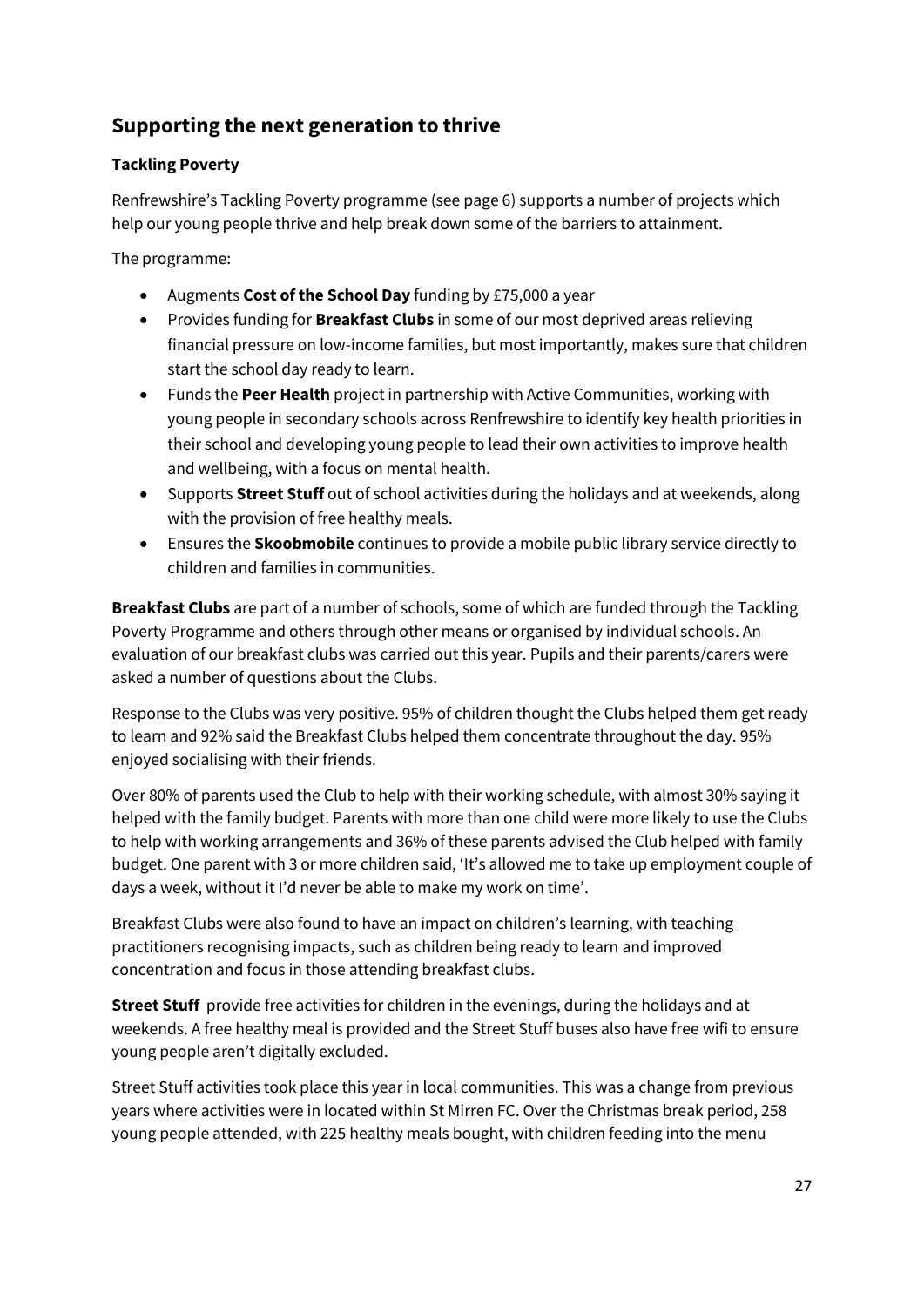## Supporting the next generation to thrive

### Tackling Poverty

Renfrewshire's Tackling Poverty programme (see page 6) supports a number of projects which help our young people thrive and help break down some of the barriers to attainment.

The programme:

- Augments **Cost of the School Day** funding by £75,000 a year
- Provides funding for **Breakfast Clubs** in some of our most deprived areas relieving financial pressure on low-income families, but most importantly, makes sure that children start the school day ready to learn.
- Funds the **Peer Health** project in partnership with Active Communities, working with young people in secondary schools across Renfrewshire to identify key health priorities in their school and developing young people to lead their own activities to improve health and wellbeing, with a focus on mental health.
- Supports **Street Stuff** out of school activities during the holidays and at weekends, along with the provision of free healthy meals.
- Ensures the **Skoobmobile** continues to provide a mobile public library service directly to children and families in communities.

**Breakfast Clubs** are part of a number of schools, some of which are funded through the Tackling Poverty Programme and others through other means or organised by individual schools. An evaluation of our breakfast clubs was carried out this year. Pupils and their parents/carers were asked a number of questions about the Clubs.

Response to the Clubs was very positive. 95% of children thought the Clubs helped them get ready to learn and 92% said the Breakfast Clubs helped them concentrate throughout the day. 95% enjoyed socialising with their friends.

Over 80% of parents used the Club to help with their working schedule, with almost 30% saying it helped with the family budget. Parents with more than one child were more likely to use the Clubs to help with working arrangements and 36% of these parents advised the Club helped with family budget. One parent with 3 or more children said, 'It's allowed me to take up employment couple of days a week, without it I'd never be able to make my work on time'.

Breakfast Clubs were also found to have an impact on children's learning, with teaching practitioners recognising impacts, such as children being ready to learn and improved concentration and focus in those attending breakfast clubs.

**Street Stuff** provide free activities for children in the evenings, during the holidays and at weekends. A free healthy meal is provided and the Street Stuff buses also have free wifi to ensure young people aren't digitally excluded.

Street Stuff activities took place this year in local communities. This was a change from previous years where activities were in located within St Mirren FC. Over the Christmas break period, 258 young people attended, with 225 healthy meals bought, with children feeding into the menu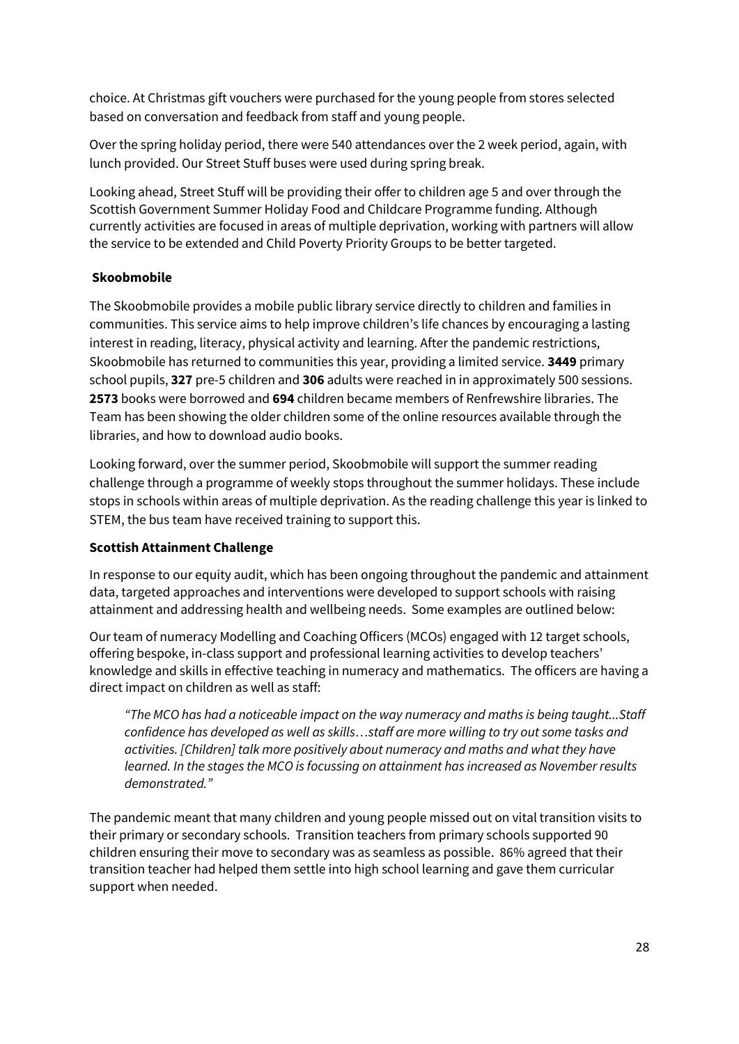choice. At Christmas gift vouchers were purchased for the young people from stores selected based on conversation and feedback from staff and young people.

Over the spring holiday period, there were 540 attendances over the 2 week period, again, with lunch provided. Our Street Stuff buses were used during spring break.

Looking ahead, Street Stuff will be providing their offer to children age 5 and over through the Scottish Government Summer Holiday Food and Childcare Programme funding. Although currently activities are focused in areas of multiple deprivation, working with partners will allow the service to be extended and Child Poverty Priority Groups to be better targeted.

**Skoobmobile**

The Skoobmobile provides a mobile public library service directly to children and families in communities. This service aims to help improve children's life chances by encouraging a lasting interest in reading, literacy, physical activity and learning. After the pandemic restrictions, Skoobmobile has returned to communities this year, providing a limited service. **3449** primary school pupils, **327** pre-5 children and **306** adults were reached in in approximately 500 sessions. **2573** books were borrowed and **694** children became members of Renfrewshire libraries. The Team has been showing the older children some of the online resources available through the libraries, and how to download audio books.

Looking forward, over the summer period, Skoobmobile will support the summer reading challenge through a programme of weekly stops throughout the summer holidays. These include stops in schools within areas of multiple deprivation. As the reading challenge this year is linked to STEM, the bus team have received training to support this.

**Scottish Attainment Challenge**

In response to our equity audit, which has been ongoing throughout the pandemic and attainment data, targeted approaches and interventions were developed to support schools with raising attainment and addressing health and wellbeing needs. Some examples are outlined below:

Our team of numeracy Modelling and Coaching Officers (MCOs) engaged with 12 target schools, offering bespoke, in-class support and professional learning activities to develop teachers' knowledge and skills in effective teaching in numeracy and mathematics. The officers are having a direct impact on children as well as staff:

> *"The MCO has had a noticeable impact on the way numeracy and maths is being taught...Staff confidence has developed as well as skills…staff are more willing to try out some tasks and activities. [Children] talk more positively about numeracy and maths and what they have learned. In the stages the MCO is focussing on attainment has increased as November results demonstrated."*

The pandemic meant that many children and young people missed out on vital transition visits to their primary or secondary schools. Transition teachers from primary schools supported 90 children ensuring their move to secondary was as seamless as possible. 86% agreed that their transition teacher had helped them settle into high school learning and gave them curricular support when needed.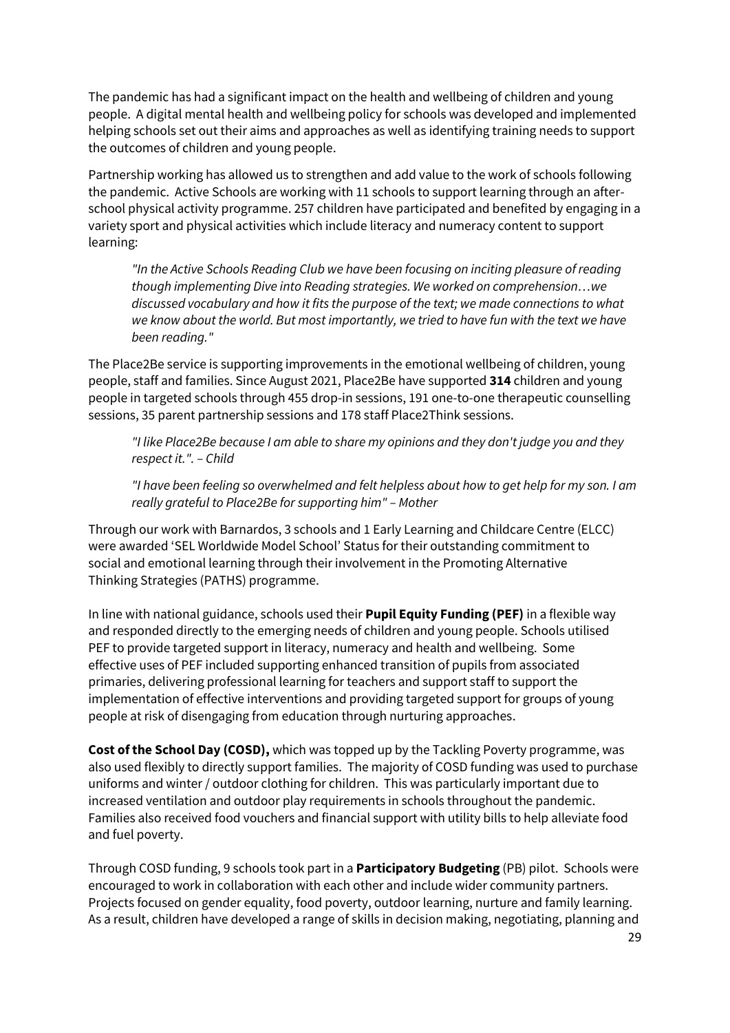The pandemic has had a significant impact on the health and wellbeing of children and young people. A digital mental health and wellbeing policy for schools was developed and implemented helping schools set out their aims and approaches as well as identifying training needs to support the outcomes of children and young people.

Partnership working has allowed us to strengthen and add value to the work of schools following the pandemic. Active Schools are working with 11 schools to support learning through an after-school physical activity programme. 257 children have participated and benefited by engaging in a variety sport and physical activities which include literacy and numeracy content to support learning:

> *"In the Active Schools Reading Club we have been focusing on inciting pleasure of reading though implementing Dive into Reading strategies. We worked on comprehension…we discussed vocabulary and how it fits the purpose of the text; we made connections to what we know about the world. But most importantly, we tried to have fun with the text we have been reading."*

The Place2Be service is supporting improvements in the emotional wellbeing of children, young people, staff and families. Since August 2021, Place2Be have supported **314** children and young people in targeted schools through 455 drop-in sessions, 191 one-to-one therapeutic counselling sessions, 35 parent partnership sessions and 178 staff Place2Think sessions.

> *"I like Place2Be because I am able to share my opinions and they don't judge you and they respect it.". – Child*

> *"I have been feeling so overwhelmed and felt helpless about how to get help for my son. I am really grateful to Place2Be for supporting him" – Mother*

Through our work with Barnardos, 3 schools and 1 Early Learning and Childcare Centre (ELCC) were awarded 'SEL Worldwide Model School' Status for their outstanding commitment to social and emotional learning through their involvement in the Promoting Alternative Thinking Strategies (PATHS) programme.

In line with national guidance, schools used their **Pupil Equity Funding (PEF)** in a flexible way and responded directly to the emerging needs of children and young people. Schools utilised PEF to provide targeted support in literacy, numeracy and health and wellbeing. Some effective uses of PEF included supporting enhanced transition of pupils from associated primaries, delivering professional learning for teachers and support staff to support the implementation of effective interventions and providing targeted support for groups of young people at risk of disengaging from education through nurturing approaches.

**Cost of the School Day (COSD),** which was topped up by the Tackling Poverty programme, was also used flexibly to directly support families. The majority of COSD funding was used to purchase uniforms and winter / outdoor clothing for children. This was particularly important due to increased ventilation and outdoor play requirements in schools throughout the pandemic. Families also received food vouchers and financial support with utility bills to help alleviate food and fuel poverty.

Through COSD funding, 9 schools took part in a **Participatory Budgeting** (PB) pilot. Schools were encouraged to work in collaboration with each other and include wider community partners. Projects focused on gender equality, food poverty, outdoor learning, nurture and family learning. As a result, children have developed a range of skills in decision making, negotiating, planning and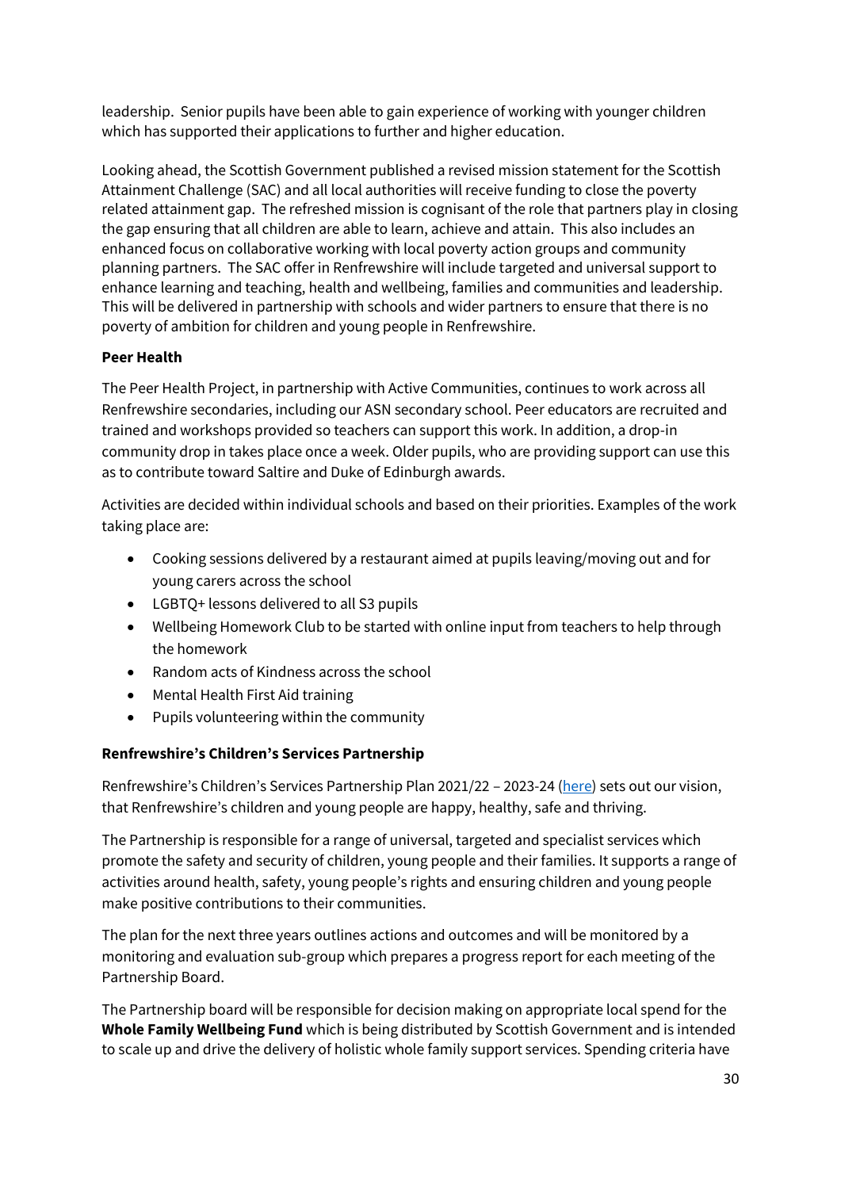leadership. Senior pupils have been able to gain experience of working with younger children which has supported their applications to further and higher education.

Looking ahead, the Scottish Government published a revised mission statement for the Scottish Attainment Challenge (SAC) and all local authorities will receive funding to close the poverty related attainment gap. The refreshed mission is cognisant of the role that partners play in closing the gap ensuring that all children are able to learn, achieve and attain. This also includes an enhanced focus on collaborative working with local poverty action groups and community planning partners. The SAC offer in Renfrewshire will include targeted and universal support to enhance learning and teaching, health and wellbeing, families and communities and leadership. This will be delivered in partnership with schools and wider partners to ensure that there is no poverty of ambition for children and young people in Renfrewshire.

**Peer Health**

The Peer Health Project, in partnership with Active Communities, continues to work across all Renfrewshire secondaries, including our ASN secondary school. Peer educators are recruited and trained and workshops provided so teachers can support this work. In addition, a drop-in community drop in takes place once a week. Older pupils, who are providing support can use this as to contribute toward Saltire and Duke of Edinburgh awards.

Activities are decided within individual schools and based on their priorities. Examples of the work taking place are:

- Cooking sessions delivered by a restaurant aimed at pupils leaving/moving out and for young carers across the school
- LGBTQ+ lessons delivered to all S3 pupils
- Wellbeing Homework Club to be started with online input from teachers to help through the homework
- Random acts of Kindness across the school
- Mental Health First Aid training
- Pupils volunteering within the community

**Renfrewshire's Children's Services Partnership**

Renfrewshire's Children's Services Partnership Plan 2021/22 – 2023-24 (here) sets out our vision, that Renfrewshire's children and young people are happy, healthy, safe and thriving.

The Partnership is responsible for a range of universal, targeted and specialist services which promote the safety and security of children, young people and their families. It supports a range of activities around health, safety, young people's rights and ensuring children and young people make positive contributions to their communities.

The plan for the next three years outlines actions and outcomes and will be monitored by a monitoring and evaluation sub-group which prepares a progress report for each meeting of the Partnership Board.

The Partnership board will be responsible for decision making on appropriate local spend for the **Whole Family Wellbeing Fund** which is being distributed by Scottish Government and is intended to scale up and drive the delivery of holistic whole family support services. Spending criteria have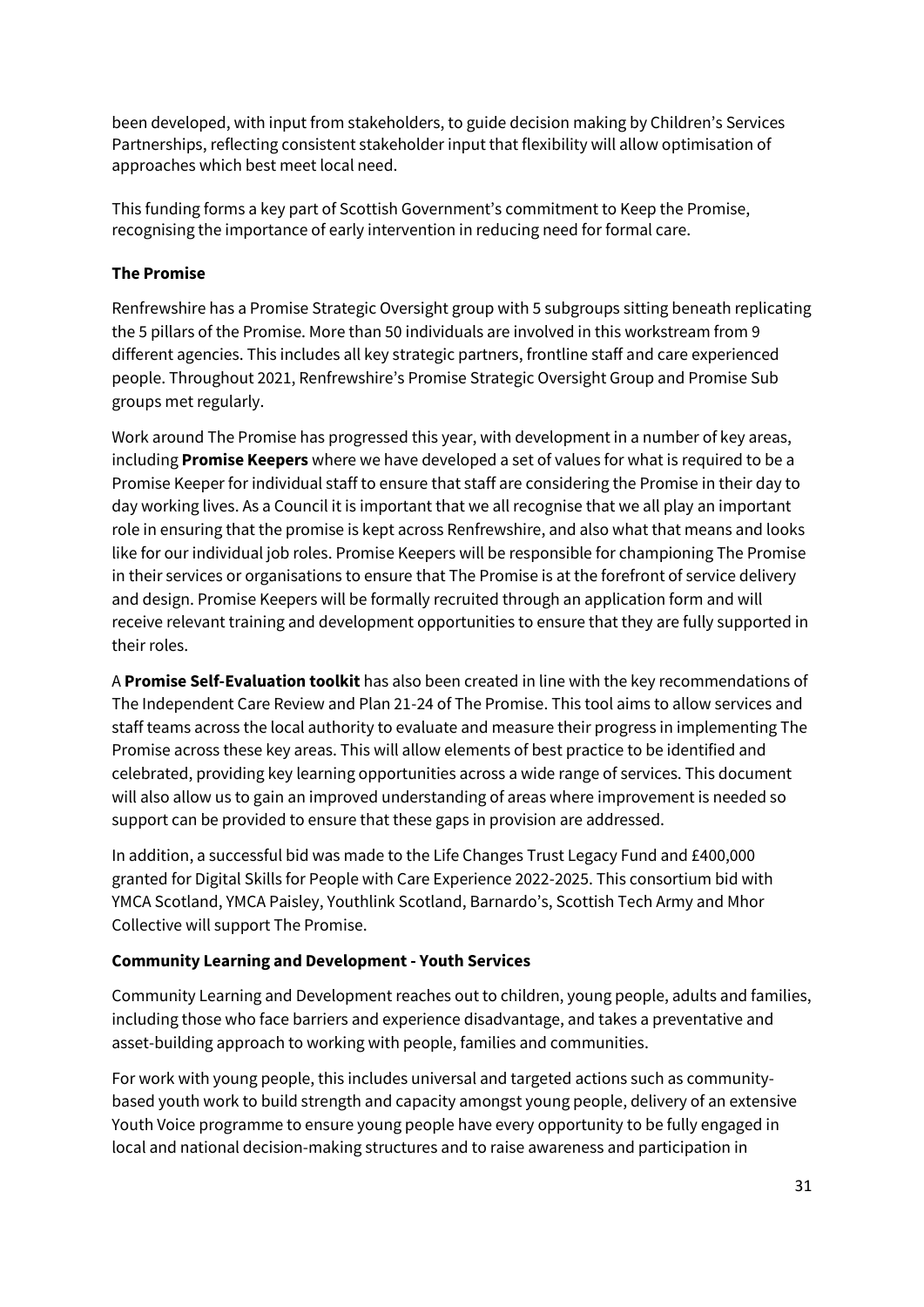been developed, with input from stakeholders, to guide decision making by Children's Services Partnerships, reflecting consistent stakeholder input that flexibility will allow optimisation of approaches which best meet local need.

This funding forms a key part of Scottish Government's commitment to Keep the Promise, recognising the importance of early intervention in reducing need for formal care.

**The Promise**

Renfrewshire has a Promise Strategic Oversight group with 5 subgroups sitting beneath replicating the 5 pillars of the Promise. More than 50 individuals are involved in this workstream from 9 different agencies. This includes all key strategic partners, frontline staff and care experienced people. Throughout 2021, Renfrewshire's Promise Strategic Oversight Group and Promise Sub groups met regularly.

Work around The Promise has progressed this year, with development in a number of key areas, including **Promise Keepers** where we have developed a set of values for what is required to be a Promise Keeper for individual staff to ensure that staff are considering the Promise in their day to day working lives. As a Council it is important that we all recognise that we all play an important role in ensuring that the promise is kept across Renfrewshire, and also what that means and looks like for our individual job roles. Promise Keepers will be responsible for championing The Promise in their services or organisations to ensure that The Promise is at the forefront of service delivery and design. Promise Keepers will be formally recruited through an application form and will receive relevant training and development opportunities to ensure that they are fully supported in their roles.

A **Promise Self-Evaluation toolkit** has also been created in line with the key recommendations of The Independent Care Review and Plan 21-24 of The Promise. This tool aims to allow services and staff teams across the local authority to evaluate and measure their progress in implementing The Promise across these key areas. This will allow elements of best practice to be identified and celebrated, providing key learning opportunities across a wide range of services. This document will also allow us to gain an improved understanding of areas where improvement is needed so support can be provided to ensure that these gaps in provision are addressed.

In addition, a successful bid was made to the Life Changes Trust Legacy Fund and £400,000 granted for Digital Skills for People with Care Experience 2022-2025. This consortium bid with YMCA Scotland, YMCA Paisley, Youthlink Scotland, Barnardo's, Scottish Tech Army and Mhor Collective will support The Promise.

**Community Learning and Development - Youth Services**

Community Learning and Development reaches out to children, young people, adults and families, including those who face barriers and experience disadvantage, and takes a preventative and asset-building approach to working with people, families and communities.

For work with young people, this includes universal and targeted actions such as community-based youth work to build strength and capacity amongst young people, delivery of an extensive Youth Voice programme to ensure young people have every opportunity to be fully engaged in local and national decision-making structures and to raise awareness and participation in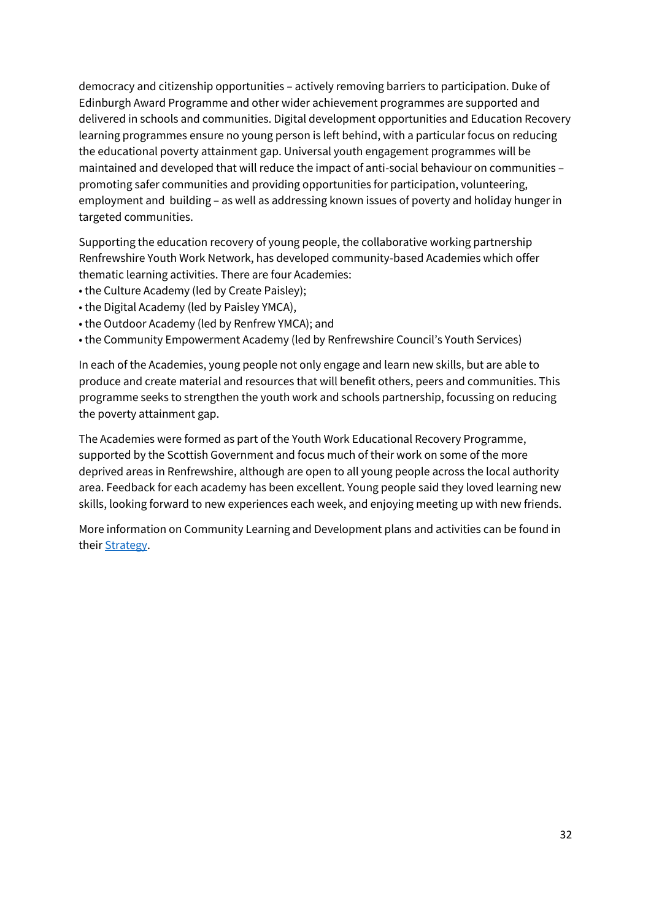democracy and citizenship opportunities – actively removing barriers to participation. Duke of Edinburgh Award Programme and other wider achievement programmes are supported and delivered in schools and communities. Digital development opportunities and Education Recovery learning programmes ensure no young person is left behind, with a particular focus on reducing the educational poverty attainment gap. Universal youth engagement programmes will be maintained and developed that will reduce the impact of anti-social behaviour on communities – promoting safer communities and providing opportunities for participation, volunteering, employment and  building – as well as addressing known issues of poverty and holiday hunger in targeted communities.

Supporting the education recovery of young people, the collaborative working partnership Renfrewshire Youth Work Network, has developed community-based Academies which offer thematic learning activities. There are four Academies:

- the Culture Academy (led by Create Paisley);
- the Digital Academy (led by Paisley YMCA),
- the Outdoor Academy (led by Renfrew YMCA); and
- the Community Empowerment Academy (led by Renfrewshire Council's Youth Services)

In each of the Academies, young people not only engage and learn new skills, but are able to produce and create material and resources that will benefit others, peers and communities. This programme seeks to strengthen the youth work and schools partnership, focussing on reducing the poverty attainment gap.

The Academies were formed as part of the Youth Work Educational Recovery Programme, supported by the Scottish Government and focus much of their work on some of the more deprived areas in Renfrewshire, although are open to all young people across the local authority area. Feedback for each academy has been excellent. Young people said they loved learning new skills, looking forward to new experiences each week, and enjoying meeting up with new friends.

More information on Community Learning and Development plans and activities can be found in their Strategy.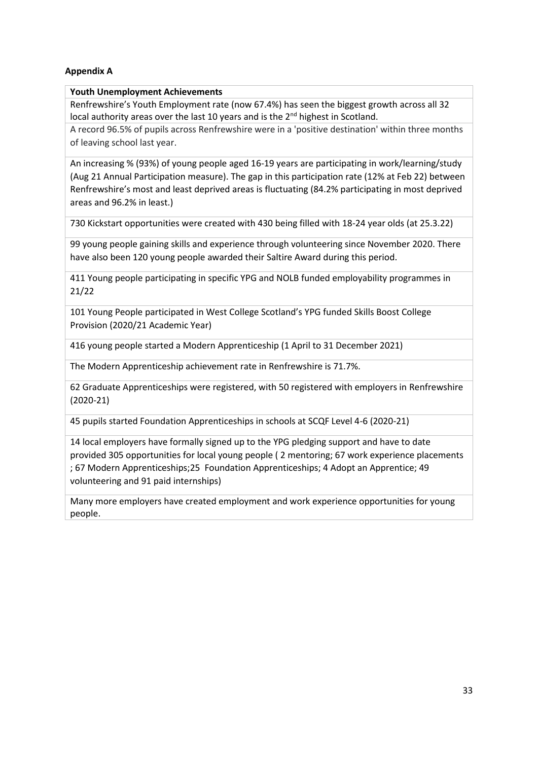**Appendix A**

| **Youth Unemployment Achievements** |
| --- |
| Renfrewshire's Youth Employment rate (now 67.4%) has seen the biggest growth across all 32 local authority areas over the last 10 years and is the 2nd highest in Scotland. |
| A record 96.5% of pupils across Renfrewshire were in a 'positive destination' within three months of leaving school last year. |
| An increasing % (93%) of young people aged 16-19 years are participating in work/learning/study (Aug 21 Annual Participation measure). The gap in this participation rate (12% at Feb 22) between Renfrewshire's most and least deprived areas is fluctuating (84.2% participating in most deprived areas and 96.2% in least.) |
| 730 Kickstart opportunities were created with 430 being filled with 18-24 year olds (at 25.3.22) |
| 99 young people gaining skills and experience through volunteering since November 2020. There have also been 120 young people awarded their Saltire Award during this period. |
| 411 Young people participating in specific YPG and NOLB funded employability programmes in 21/22 |
| 101 Young People participated in West College Scotland's YPG funded Skills Boost College Provision (2020/21 Academic Year) |
| 416 young people started a Modern Apprenticeship (1 April to 31 December 2021) |
| The Modern Apprenticeship achievement rate in Renfrewshire is 71.7%. |
| 62 Graduate Apprenticeships were registered, with 50 registered with employers in Renfrewshire (2020-21) |
| 45 pupils started Foundation Apprenticeships in schools at SCQF Level 4-6 (2020-21) |
| 14 local employers have formally signed up to the YPG pledging support and have to date provided 305 opportunities for local young people ( 2 mentoring; 67 work experience placements ; 67 Modern Apprenticeships;25 Foundation Apprenticeships; 4 Adopt an Apprentice; 49 volunteering and 91 paid internships) |
| Many more employers have created employment and work experience opportunities for young people. |